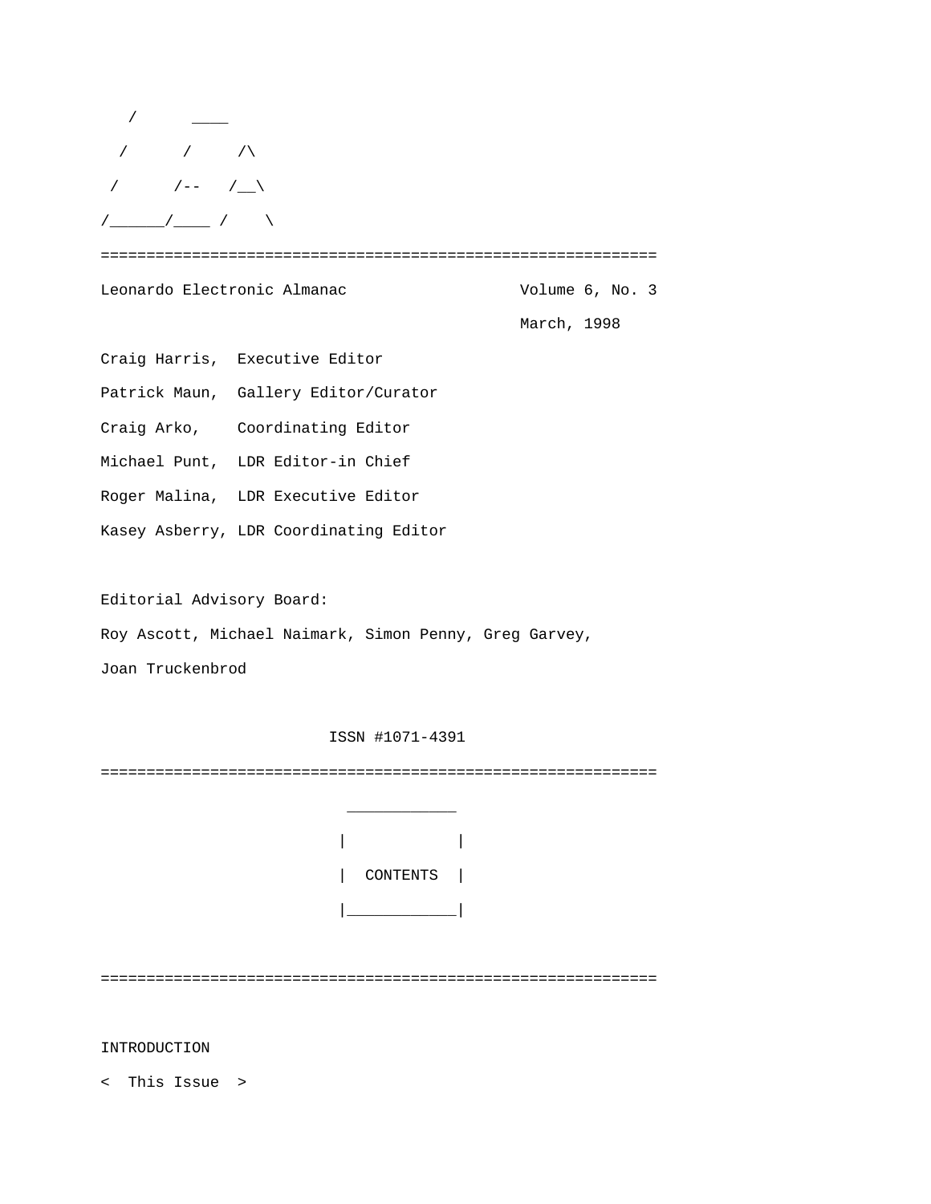```
   /      ____
  /      /     /\
 /      /--   /__\
/______/____ /    \
```

=============================================================

Leonardo Electronic Almanac                    Volume 6, No. 3

March, 1998

Craig Harris,  Executive Editor

Patrick Maun,  Gallery Editor/Curator

Craig Arko,    Coordinating Editor

Michael Punt,  LDR Editor-in Chief

Roger Malina,  LDR Executive Editor

Kasey Asberry, LDR Coordinating Editor

Editorial Advisory Board:

Roy Ascott, Michael Naimark, Simon Penny, Greg Garvey,
Joan Truckenbrod

ISSN #1071-4391

=============================================================

```
 ____________
|            |
|  CONTENTS  |
|____________|
```

=============================================================

INTRODUCTION

<  This Issue  >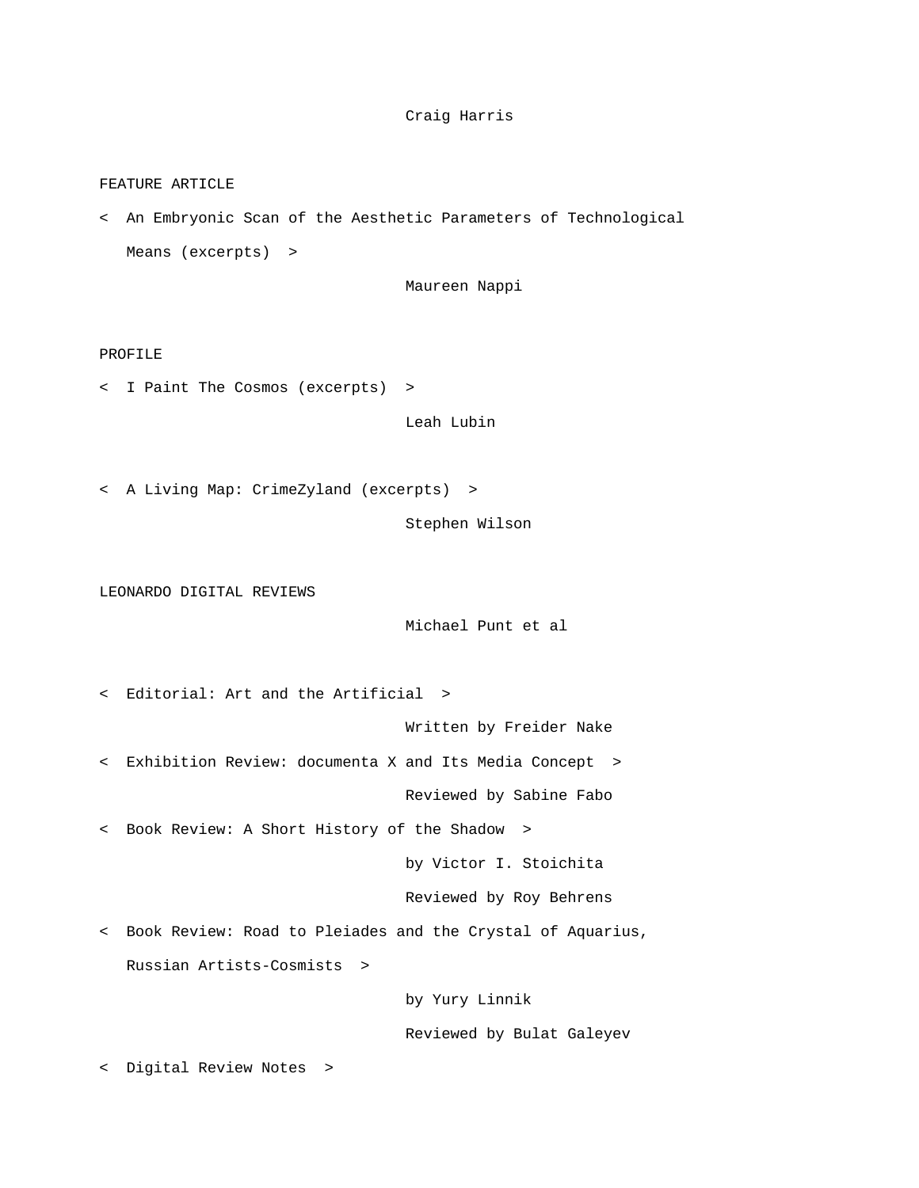Craig Harris

FEATURE ARTICLE

< An Embryonic Scan of the Aesthetic Parameters of Technological Means (excerpts) >

Maureen Nappi

PROFILE

< I Paint The Cosmos (excerpts) >

Leah Lubin

< A Living Map: CrimeZyland (excerpts) >

Stephen Wilson

LEONARDO DIGITAL REVIEWS

Michael Punt et al

< Editorial: Art and the Artificial >

Written by Frieder Nake

< Exhibition Review: documenta X and Its Media Concept >

Reviewed by Sabine Fabo

< Book Review: A Short History of the Shadow >

by Victor I. Stoichita

Reviewed by Roy Behrens

< Book Review: Road to Pleiades and the Crystal of Aquarius, Russian Artists-Cosmists >

by Yury Linnik

Reviewed by Bulat Galeyev

< Digital Review Notes >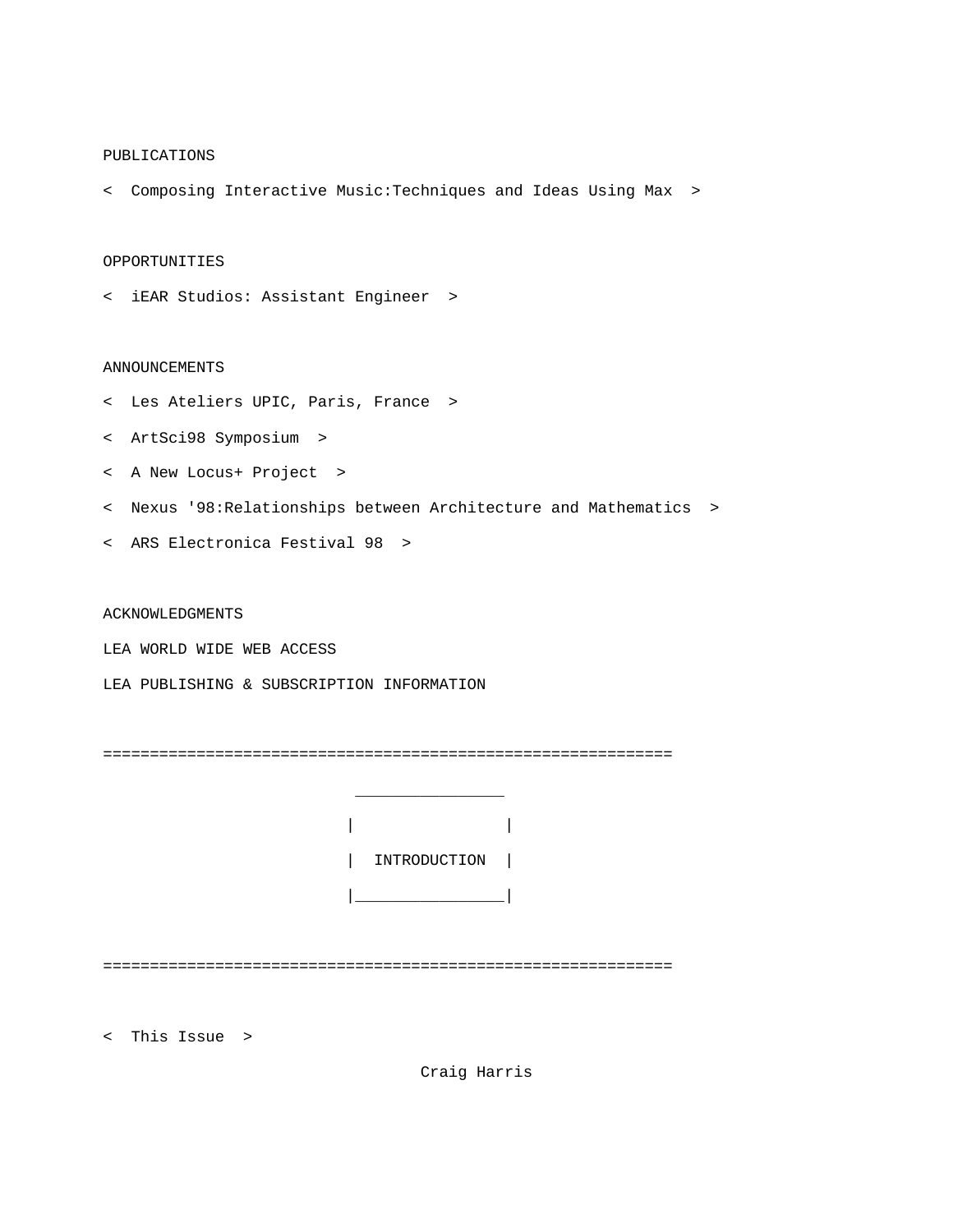PUBLICATIONS

<  Composing Interactive Music:Techniques and Ideas Using Max  >

OPPORTUNITIES

<  iEAR Studios: Assistant Engineer  >

ANNOUNCEMENTS

<  Les Ateliers UPIC, Paris, France  >

<  ArtSci98 Symposium  >

<  A New Locus+ Project  >

<  Nexus '98:Relationships between Architecture and Mathematics  >

<  ARS Electronica Festival 98  >

ACKNOWLEDGMENTS

LEA WORLD WIDE WEB ACCESS

LEA PUBLISHING & SUBSCRIPTION INFORMATION

```
=============================================================
                           ________________
                          |                |
                          |  INTRODUCTION  |
                          |________________|

=============================================================
```

<  This Issue  >

Craig Harris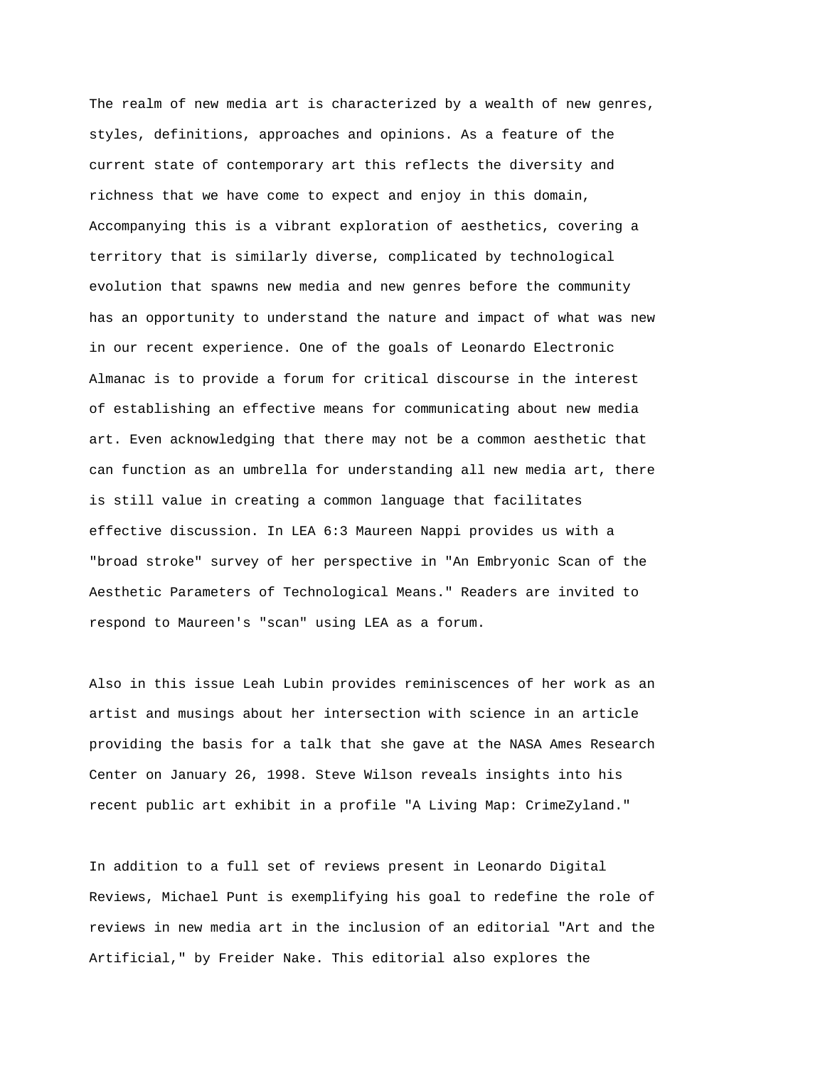The realm of new media art is characterized by a wealth of new genres, styles, definitions, approaches and opinions. As a feature of the current state of contemporary art this reflects the diversity and richness that we have come to expect and enjoy in this domain, Accompanying this is a vibrant exploration of aesthetics, covering a territory that is similarly diverse, complicated by technological evolution that spawns new media and new genres before the community has an opportunity to understand the nature and impact of what was new in our recent experience. One of the goals of Leonardo Electronic Almanac is to provide a forum for critical discourse in the interest of establishing an effective means for communicating about new media art. Even acknowledging that there may not be a common aesthetic that can function as an umbrella for understanding all new media art, there is still value in creating a common language that facilitates effective discussion. In LEA 6:3 Maureen Nappi provides us with a "broad stroke" survey of her perspective in "An Embryonic Scan of the Aesthetic Parameters of Technological Means." Readers are invited to respond to Maureen's "scan" using LEA as a forum.

Also in this issue Leah Lubin provides reminiscences of her work as an artist and musings about her intersection with science in an article providing the basis for a talk that she gave at the NASA Ames Research Center on January 26, 1998. Steve Wilson reveals insights into his recent public art exhibit in a profile "A Living Map: CrimeZyland."

In addition to a full set of reviews present in Leonardo Digital Reviews, Michael Punt is exemplifying his goal to redefine the role of reviews in new media art in the inclusion of an editorial "Art and the Artificial," by Frieder Nake. This editorial also explores the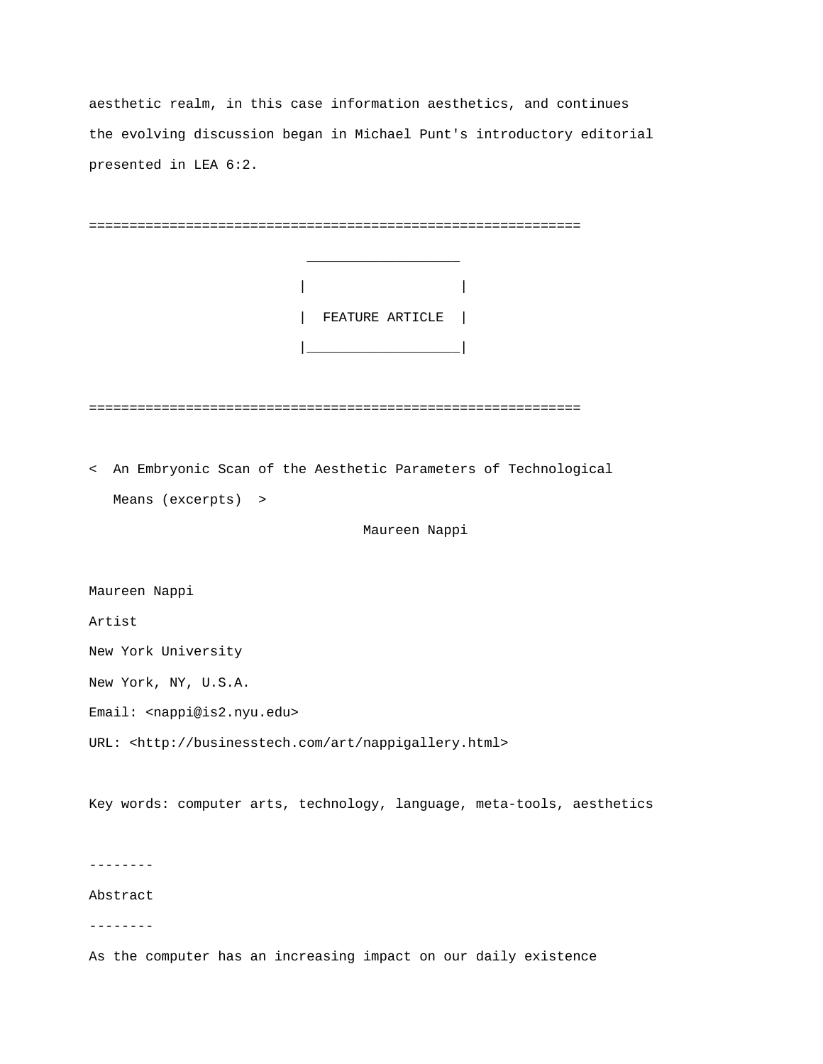aesthetic realm, in this case information aesthetics, and continues the evolving discussion began in Michael Punt's introductory editorial presented in LEA 6:2.

=============================================================

## FEATURE ARTICLE

=============================================================

# < An Embryonic Scan of the Aesthetic Parameters of Technological Means (excerpts) >

Maureen Nappi

Maureen Nappi
Artist
New York University
New York, NY, U.S.A.
Email: <nappi@is2.nyu.edu>
URL: <http://businesstech.com/art/nappigallery.html>

Key words: computer arts, technology, language, meta-tools, aesthetics

--------

## Abstract

--------

As the computer has an increasing impact on our daily existence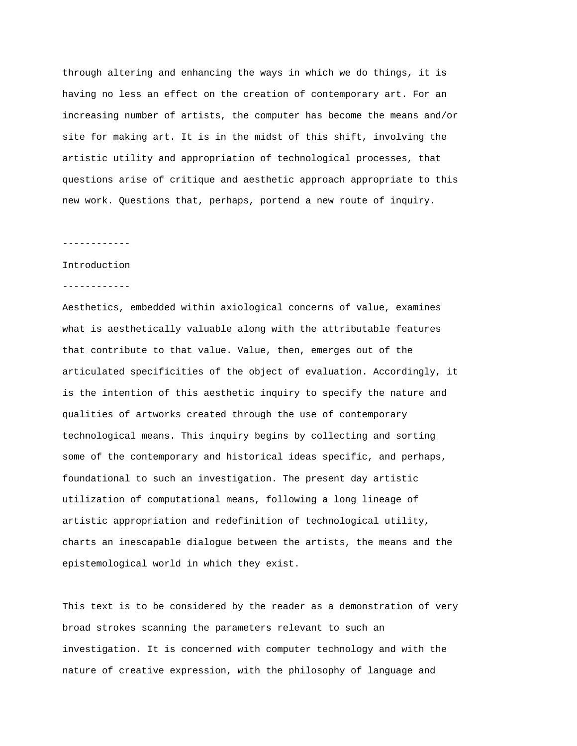through altering and enhancing the ways in which we do things, it is having no less an effect on the creation of contemporary art. For an increasing number of artists, the computer has become the means and/or site for making art. It is in the midst of this shift, involving the artistic utility and appropriation of technological processes, that questions arise of critique and aesthetic approach appropriate to this new work. Questions that, perhaps, portend a new route of inquiry.

------------

## Introduction

------------

Aesthetics, embedded within axiological concerns of value, examines what is aesthetically valuable along with the attributable features that contribute to that value. Value, then, emerges out of the articulated specificities of the object of evaluation. Accordingly, it is the intention of this aesthetic inquiry to specify the nature and qualities of artworks created through the use of contemporary technological means. This inquiry begins by collecting and sorting some of the contemporary and historical ideas specific, and perhaps, foundational to such an investigation. The present day artistic utilization of computational means, following a long lineage of artistic appropriation and redefinition of technological utility, charts an inescapable dialogue between the artists, the means and the epistemological world in which they exist.

This text is to be considered by the reader as a demonstration of very broad strokes scanning the parameters relevant to such an investigation. It is concerned with computer technology and with the nature of creative expression, with the philosophy of language and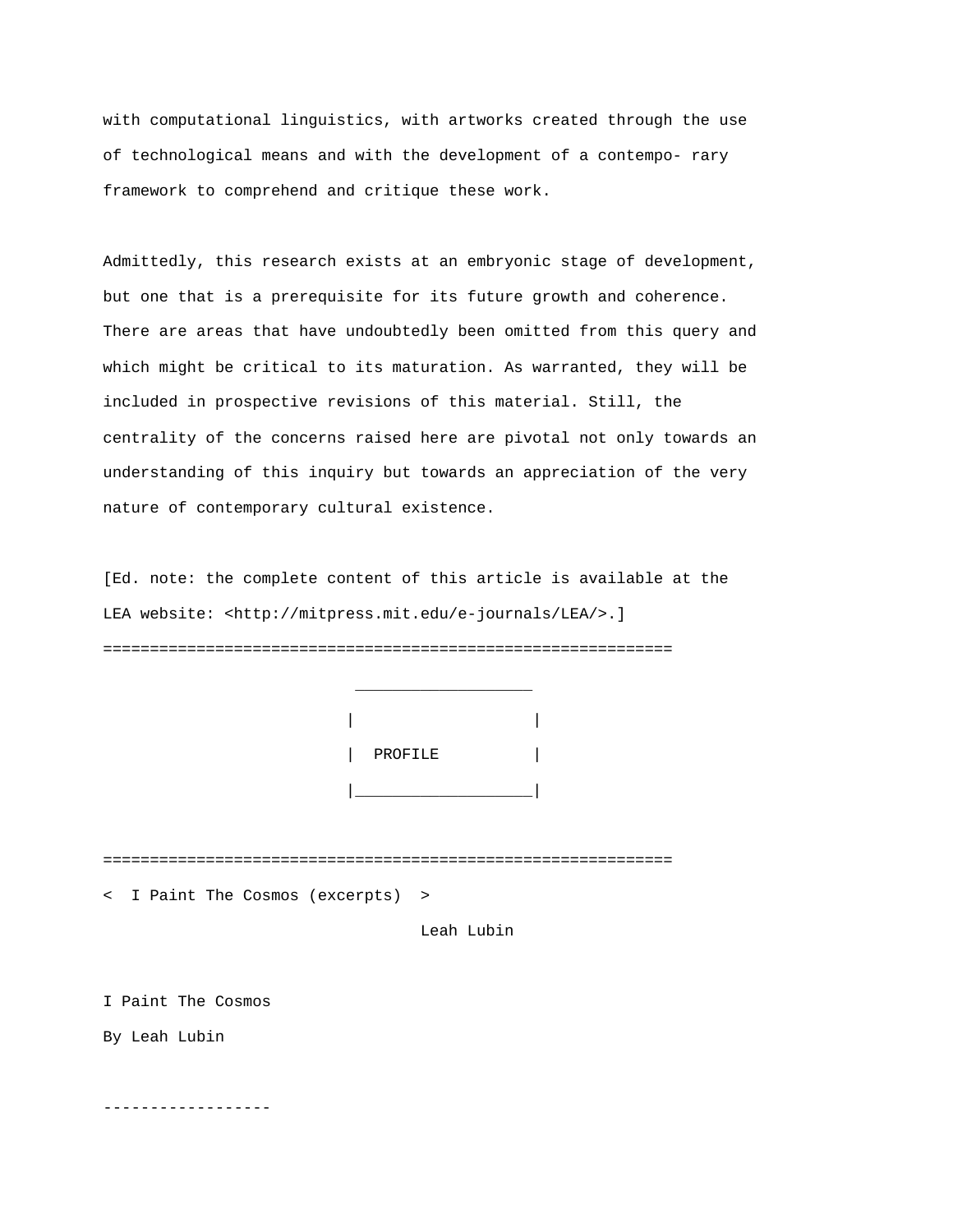with computational linguistics, with artworks created through the use of technological means and with the development of a contempo- rary framework to comprehend and critique these work.

Admittedly, this research exists at an embryonic stage of development, but one that is a prerequisite for its future growth and coherence. There are areas that have undoubtedly been omitted from this query and which might be critical to its maturation. As warranted, they will be included in prospective revisions of this material. Still, the centrality of the concerns raised here are pivotal not only towards an understanding of this inquiry but towards an appreciation of the very nature of contemporary cultural existence.

[Ed. note: the complete content of this article is available at the LEA website: <http://mitpress.mit.edu/e-journals/LEA/>.]

=============================================================

## PROFILE

=============================================================

< I Paint The Cosmos (excerpts) >

Leah Lubin

I Paint The Cosmos

By Leah Lubin

------------------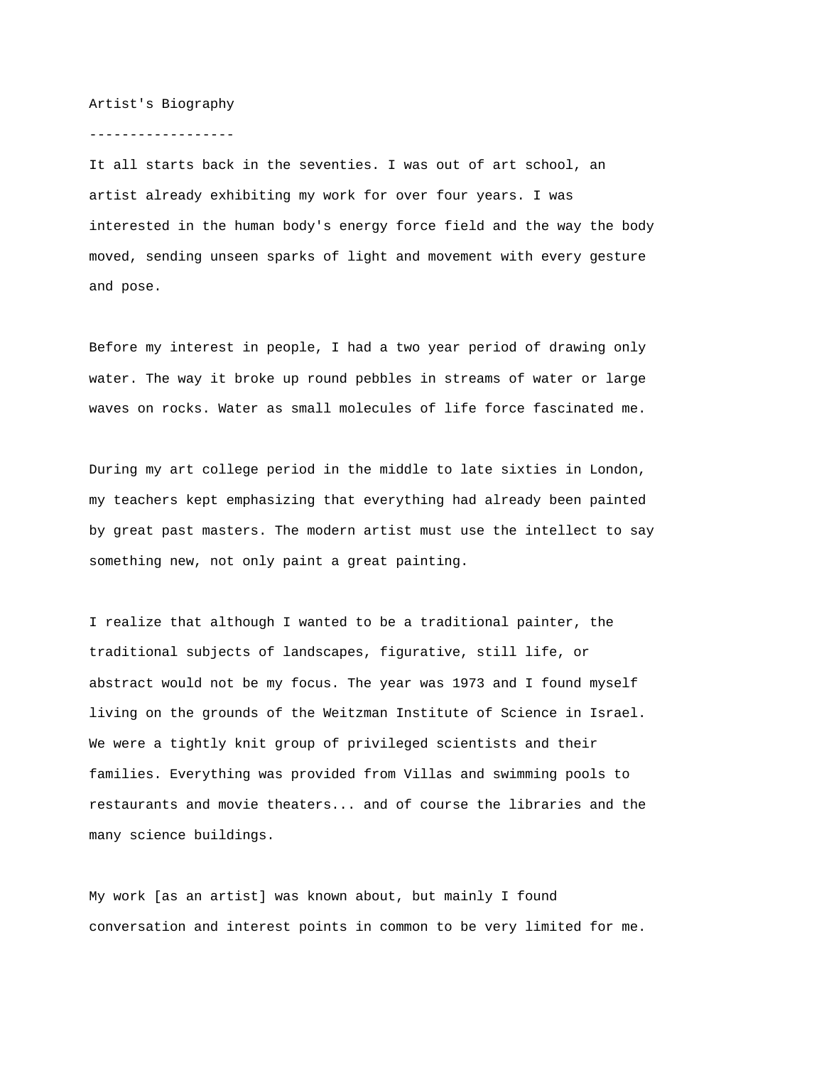## Artist's Biography

------------------

It all starts back in the seventies. I was out of art school, an artist already exhibiting my work for over four years. I was interested in the human body's energy force field and the way the body moved, sending unseen sparks of light and movement with every gesture and pose.

Before my interest in people, I had a two year period of drawing only water. The way it broke up round pebbles in streams of water or large waves on rocks. Water as small molecules of life force fascinated me.

During my art college period in the middle to late sixties in London, my teachers kept emphasizing that everything had already been painted by great past masters. The modern artist must use the intellect to say something new, not only paint a great painting.

I realize that although I wanted to be a traditional painter, the traditional subjects of landscapes, figurative, still life, or abstract would not be my focus. The year was 1973 and I found myself living on the grounds of the Weitzman Institute of Science in Israel. We were a tightly knit group of privileged scientists and their families. Everything was provided from Villas and swimming pools to restaurants and movie theaters... and of course the libraries and the many science buildings.

My work [as an artist] was known about, but mainly I found conversation and interest points in common to be very limited for me.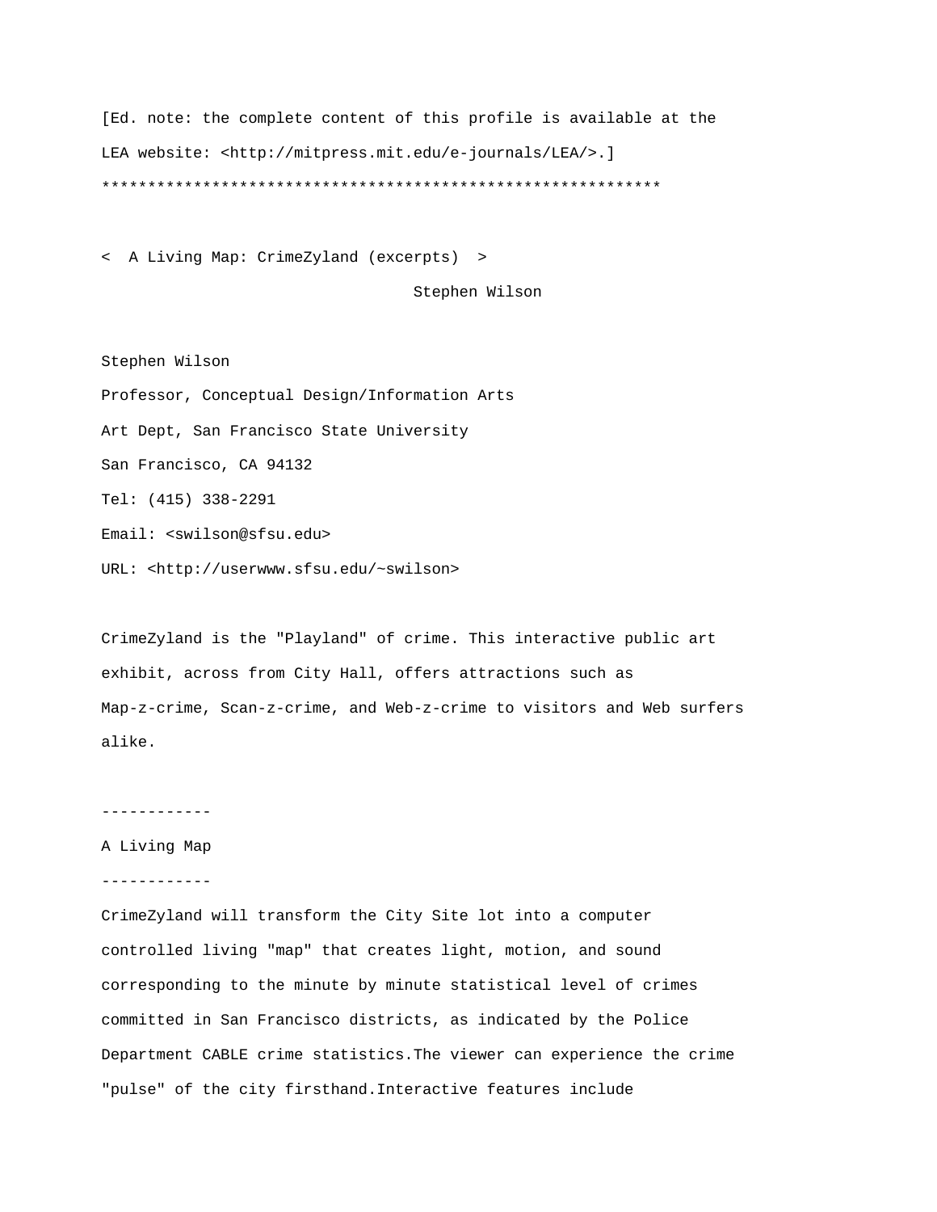[Ed. note: the complete content of this profile is available at the LEA website: <http://mitpress.mit.edu/e-journals/LEA/>.]

*************************************************************

< A Living Map: CrimeZyland (excerpts) >

Stephen Wilson

Stephen Wilson

Professor, Conceptual Design/Information Arts

Art Dept, San Francisco State University

San Francisco, CA 94132

Tel: (415) 338-2291

Email: <swilson@sfsu.edu>

URL: <http://userwww.sfsu.edu/~swilson>

CrimeZyland is the "Playland" of crime. This interactive public art exhibit, across from City Hall, offers attractions such as Map-z-crime, Scan-z-crime, and Web-z-crime to visitors and Web surfers alike.

------------

A Living Map

------------

CrimeZyland will transform the City Site lot into a computer controlled living "map" that creates light, motion, and sound corresponding to the minute by minute statistical level of crimes committed in San Francisco districts, as indicated by the Police Department CABLE crime statistics.The viewer can experience the crime "pulse" of the city firsthand.Interactive features include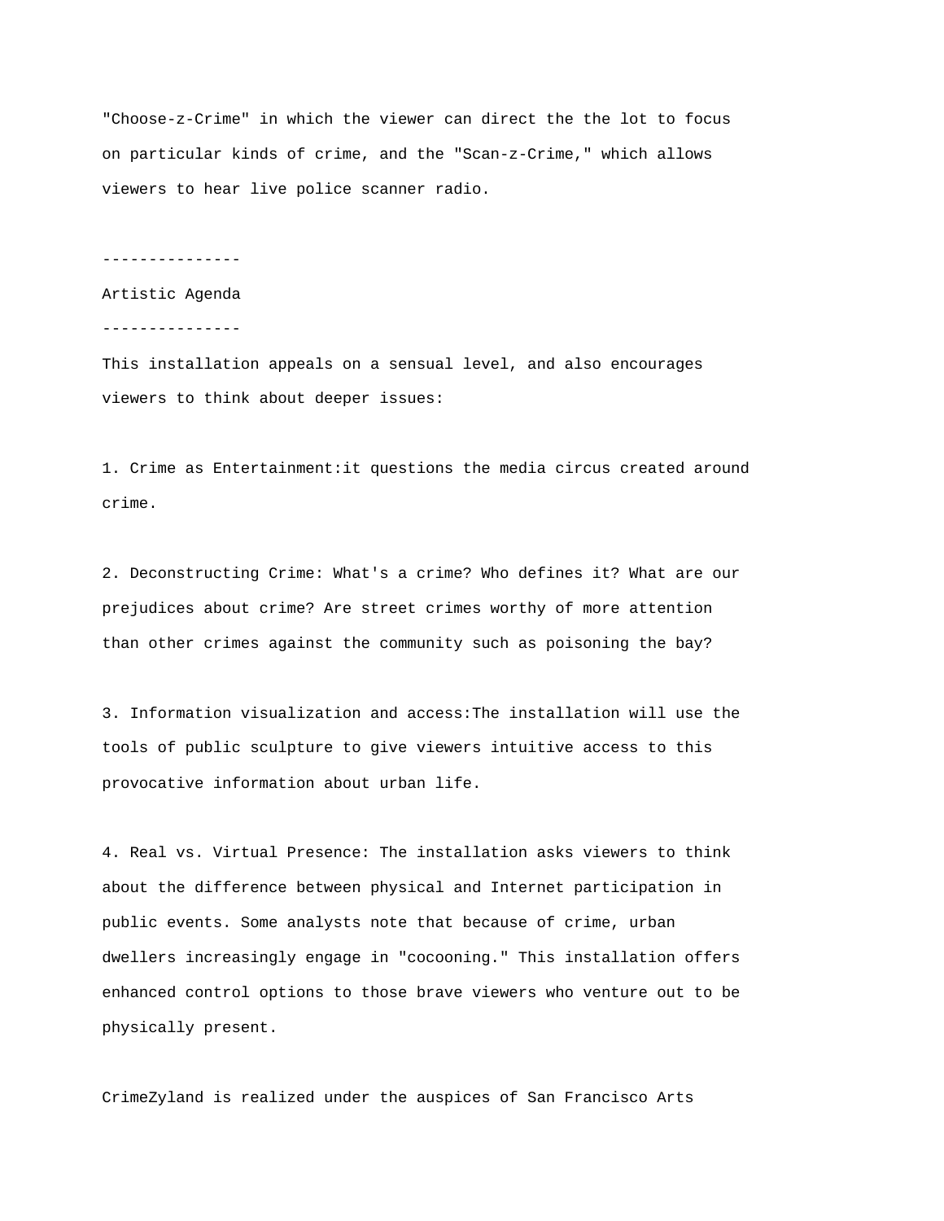"Choose-z-Crime" in which the viewer can direct the the lot to focus on particular kinds of crime, and the "Scan-z-Crime," which allows viewers to hear live police scanner radio.

---------------

Artistic Agenda

---------------

This installation appeals on a sensual level, and also encourages viewers to think about deeper issues:

1. Crime as Entertainment:it questions the media circus created around crime.

2. Deconstructing Crime: What's a crime? Who defines it? What are our prejudices about crime? Are street crimes worthy of more attention than other crimes against the community such as poisoning the bay?

3. Information visualization and access:The installation will use the tools of public sculpture to give viewers intuitive access to this provocative information about urban life.

4. Real vs. Virtual Presence: The installation asks viewers to think about the difference between physical and Internet participation in public events. Some analysts note that because of crime, urban dwellers increasingly engage in "cocooning." This installation offers enhanced control options to those brave viewers who venture out to be physically present.

CrimeZyland is realized under the auspices of San Francisco Arts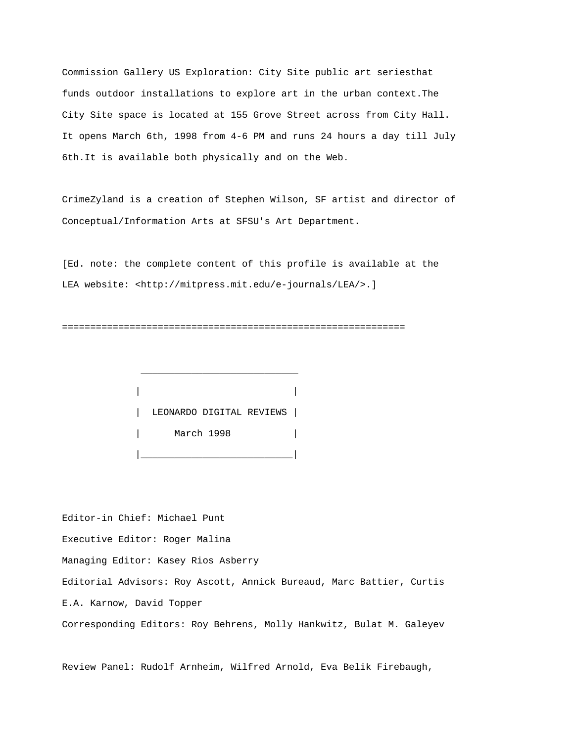Commission Gallery US Exploration: City Site public art seriesthat funds outdoor installations to explore art in the urban context.The City Site space is located at 155 Grove Street across from City Hall. It opens March 6th, 1998 from 4-6 PM and runs 24 hours a day till July 6th.It is available both physically and on the Web.

CrimeZyland is a creation of Stephen Wilson, SF artist and director of Conceptual/Information Arts at SFSU's Art Department.

[Ed. note: the complete content of this profile is available at the LEA website: <http://mitpress.mit.edu/e-journals/LEA/>.]

=============================================================

```
 ____________________________
|                            |
|  LEONARDO DIGITAL REVIEWS  |
|      March 1998            |
|____________________________|
```

Editor-in Chief: Michael Punt

Executive Editor: Roger Malina

Managing Editor: Kasey Rios Asberry

Editorial Advisors: Roy Ascott, Annick Bureaud, Marc Battier, Curtis E.A. Karnow, David Topper

Corresponding Editors: Roy Behrens, Molly Hankwitz, Bulat M. Galeyev

Review Panel: Rudolf Arnheim, Wilfred Arnold, Eva Belik Firebaugh,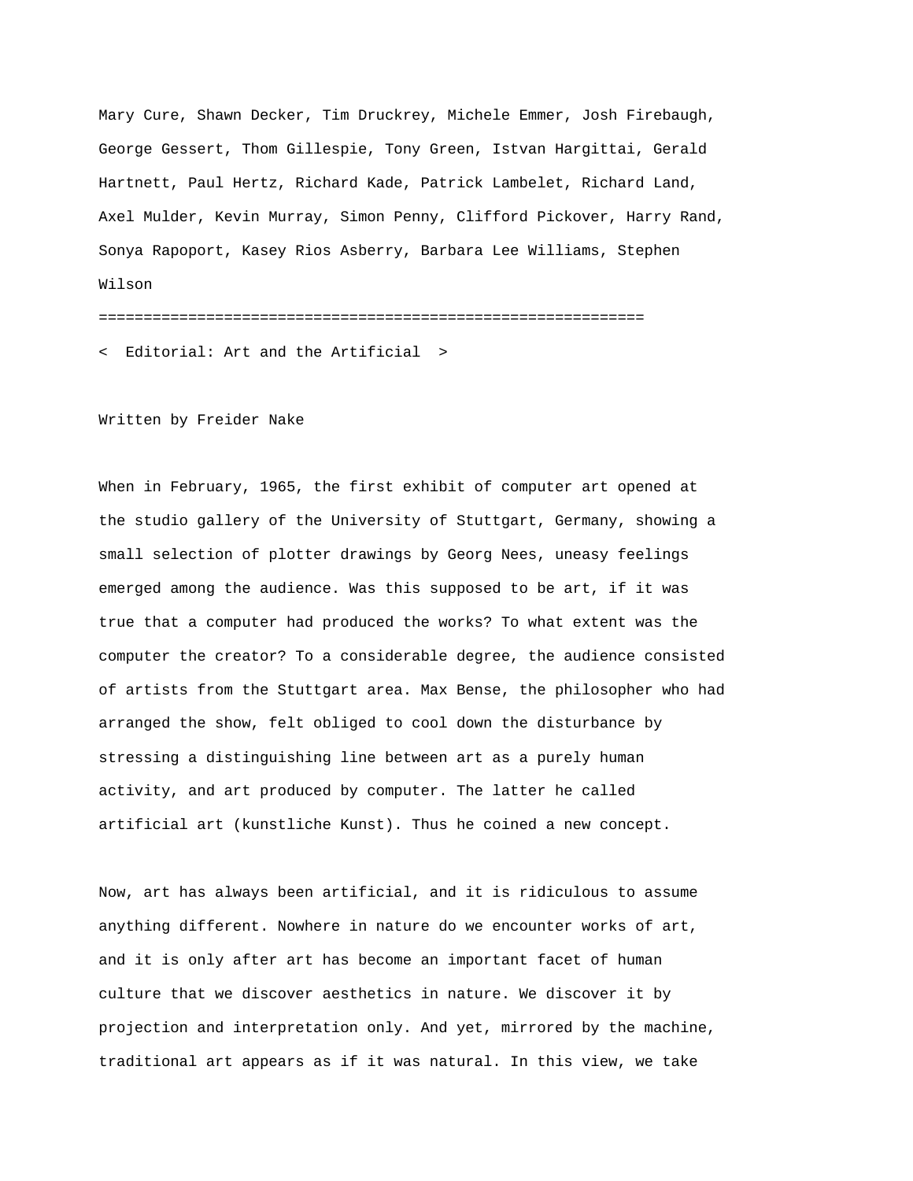Mary Cure, Shawn Decker, Tim Druckrey, Michele Emmer, Josh Firebaugh, George Gessert, Thom Gillespie, Tony Green, Istvan Hargittai, Gerald Hartnett, Paul Hertz, Richard Kade, Patrick Lambelet, Richard Land, Axel Mulder, Kevin Murray, Simon Penny, Clifford Pickover, Harry Rand, Sonya Rapoport, Kasey Rios Asberry, Barbara Lee Williams, Stephen Wilson

=============================================================

< Editorial: Art and the Artificial >

Written by Freider Nake

When in February, 1965, the first exhibit of computer art opened at the studio gallery of the University of Stuttgart, Germany, showing a small selection of plotter drawings by Georg Nees, uneasy feelings emerged among the audience. Was this supposed to be art, if it was true that a computer had produced the works? To what extent was the computer the creator? To a considerable degree, the audience consisted of artists from the Stuttgart area. Max Bense, the philosopher who had arranged the show, felt obliged to cool down the disturbance by stressing a distinguishing line between art as a purely human activity, and art produced by computer. The latter he called artificial art (kunstliche Kunst). Thus he coined a new concept.

Now, art has always been artificial, and it is ridiculous to assume anything different. Nowhere in nature do we encounter works of art, and it is only after art has become an important facet of human culture that we discover aesthetics in nature. We discover it by projection and interpretation only. And yet, mirrored by the machine, traditional art appears as if it was natural. In this view, we take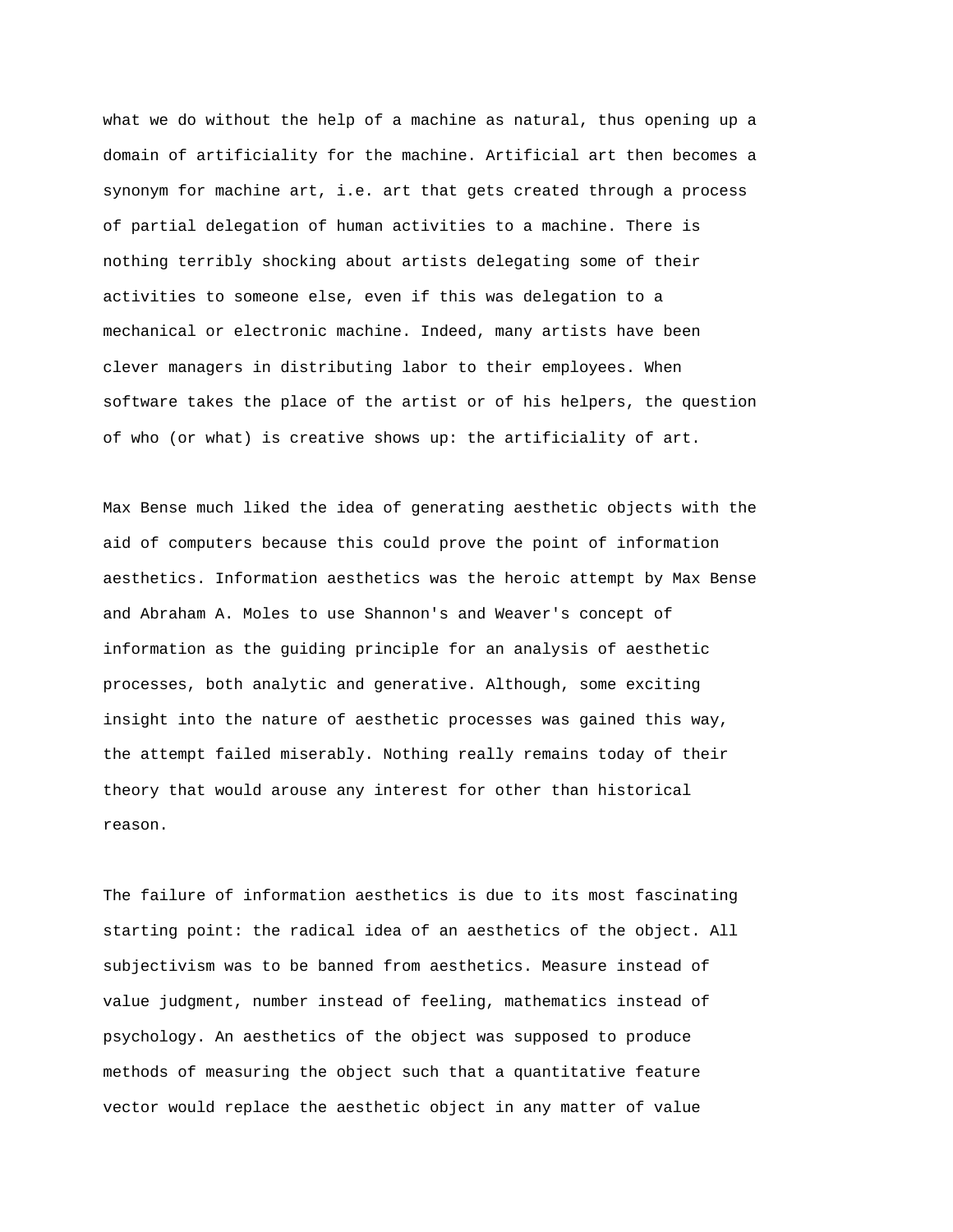what we do without the help of a machine as natural, thus opening up a domain of artificiality for the machine. Artificial art then becomes a synonym for machine art, i.e. art that gets created through a process of partial delegation of human activities to a machine. There is nothing terribly shocking about artists delegating some of their activities to someone else, even if this was delegation to a mechanical or electronic machine. Indeed, many artists have been clever managers in distributing labor to their employees. When software takes the place of the artist or of his helpers, the question of who (or what) is creative shows up: the artificiality of art.

Max Bense much liked the idea of generating aesthetic objects with the aid of computers because this could prove the point of information aesthetics. Information aesthetics was the heroic attempt by Max Bense and Abraham A. Moles to use Shannon's and Weaver's concept of information as the guiding principle for an analysis of aesthetic processes, both analytic and generative. Although, some exciting insight into the nature of aesthetic processes was gained this way, the attempt failed miserably. Nothing really remains today of their theory that would arouse any interest for other than historical reason.

The failure of information aesthetics is due to its most fascinating starting point: the radical idea of an aesthetics of the object. All subjectivism was to be banned from aesthetics. Measure instead of value judgment, number instead of feeling, mathematics instead of psychology. An aesthetics of the object was supposed to produce methods of measuring the object such that a quantitative feature vector would replace the aesthetic object in any matter of value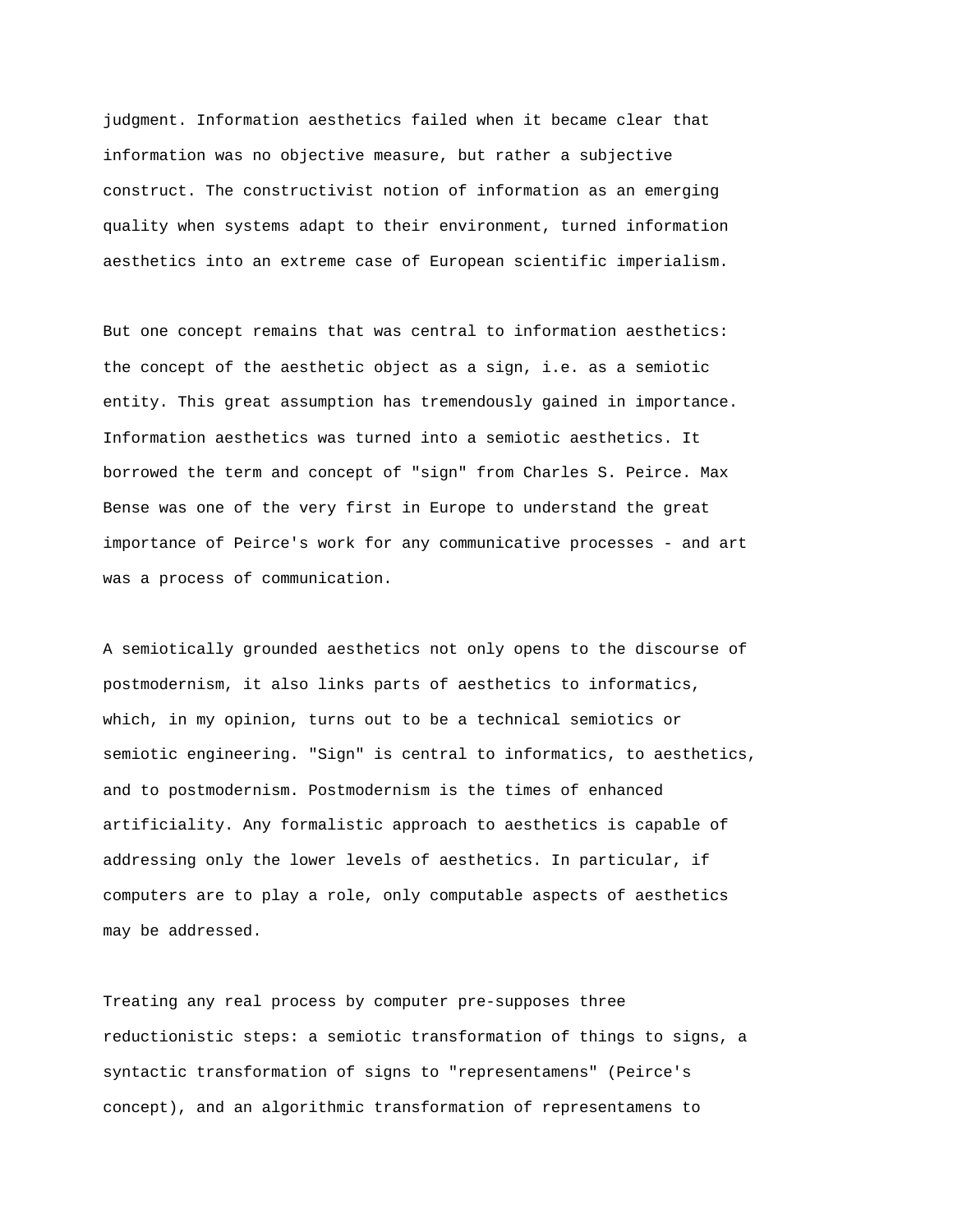judgment. Information aesthetics failed when it became clear that information was no objective measure, but rather a subjective construct. The constructivist notion of information as an emerging quality when systems adapt to their environment, turned information aesthetics into an extreme case of European scientific imperialism.

But one concept remains that was central to information aesthetics: the concept of the aesthetic object as a sign, i.e. as a semiotic entity. This great assumption has tremendously gained in importance. Information aesthetics was turned into a semiotic aesthetics. It borrowed the term and concept of "sign" from Charles S. Peirce. Max Bense was one of the very first in Europe to understand the great importance of Peirce's work for any communicative processes - and art was a process of communication.

A semiotically grounded aesthetics not only opens to the discourse of postmodernism, it also links parts of aesthetics to informatics, which, in my opinion, turns out to be a technical semiotics or semiotic engineering. "Sign" is central to informatics, to aesthetics, and to postmodernism. Postmodernism is the times of enhanced artificiality. Any formalistic approach to aesthetics is capable of addressing only the lower levels of aesthetics. In particular, if computers are to play a role, only computable aspects of aesthetics may be addressed.

Treating any real process by computer pre-supposes three reductionistic steps: a semiotic transformation of things to signs, a syntactic transformation of signs to "representamens" (Peirce's concept), and an algorithmic transformation of representamens to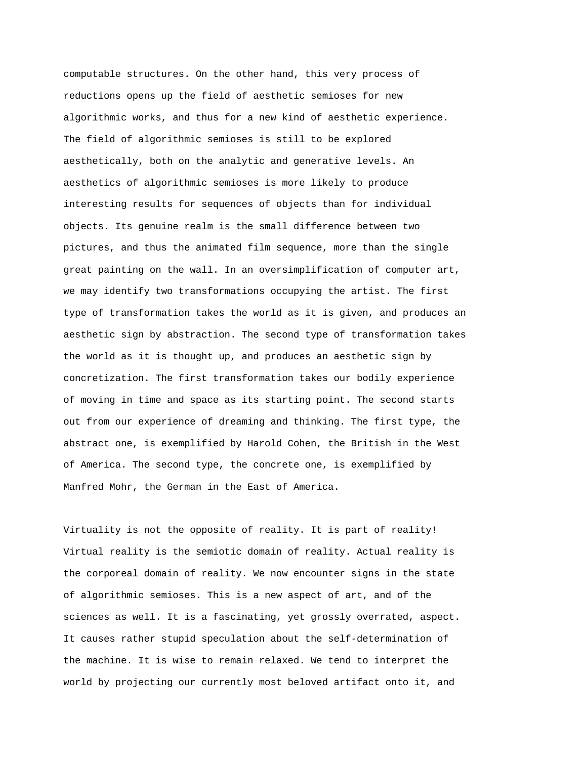computable structures. On the other hand, this very process of reductions opens up the field of aesthetic semioses for new algorithmic works, and thus for a new kind of aesthetic experience. The field of algorithmic semioses is still to be explored aesthetically, both on the analytic and generative levels. An aesthetics of algorithmic semioses is more likely to produce interesting results for sequences of objects than for individual objects. Its genuine realm is the small difference between two pictures, and thus the animated film sequence, more than the single great painting on the wall. In an oversimplification of computer art, we may identify two transformations occupying the artist. The first type of transformation takes the world as it is given, and produces an aesthetic sign by abstraction. The second type of transformation takes the world as it is thought up, and produces an aesthetic sign by concretization. The first transformation takes our bodily experience of moving in time and space as its starting point. The second starts out from our experience of dreaming and thinking. The first type, the abstract one, is exemplified by Harold Cohen, the British in the West of America. The second type, the concrete one, is exemplified by Manfred Mohr, the German in the East of America.

Virtuality is not the opposite of reality. It is part of reality! Virtual reality is the semiotic domain of reality. Actual reality is the corporeal domain of reality. We now encounter signs in the state of algorithmic semioses. This is a new aspect of art, and of the sciences as well. It is a fascinating, yet grossly overrated, aspect. It causes rather stupid speculation about the self-determination of the machine. It is wise to remain relaxed. We tend to interpret the world by projecting our currently most beloved artifact onto it, and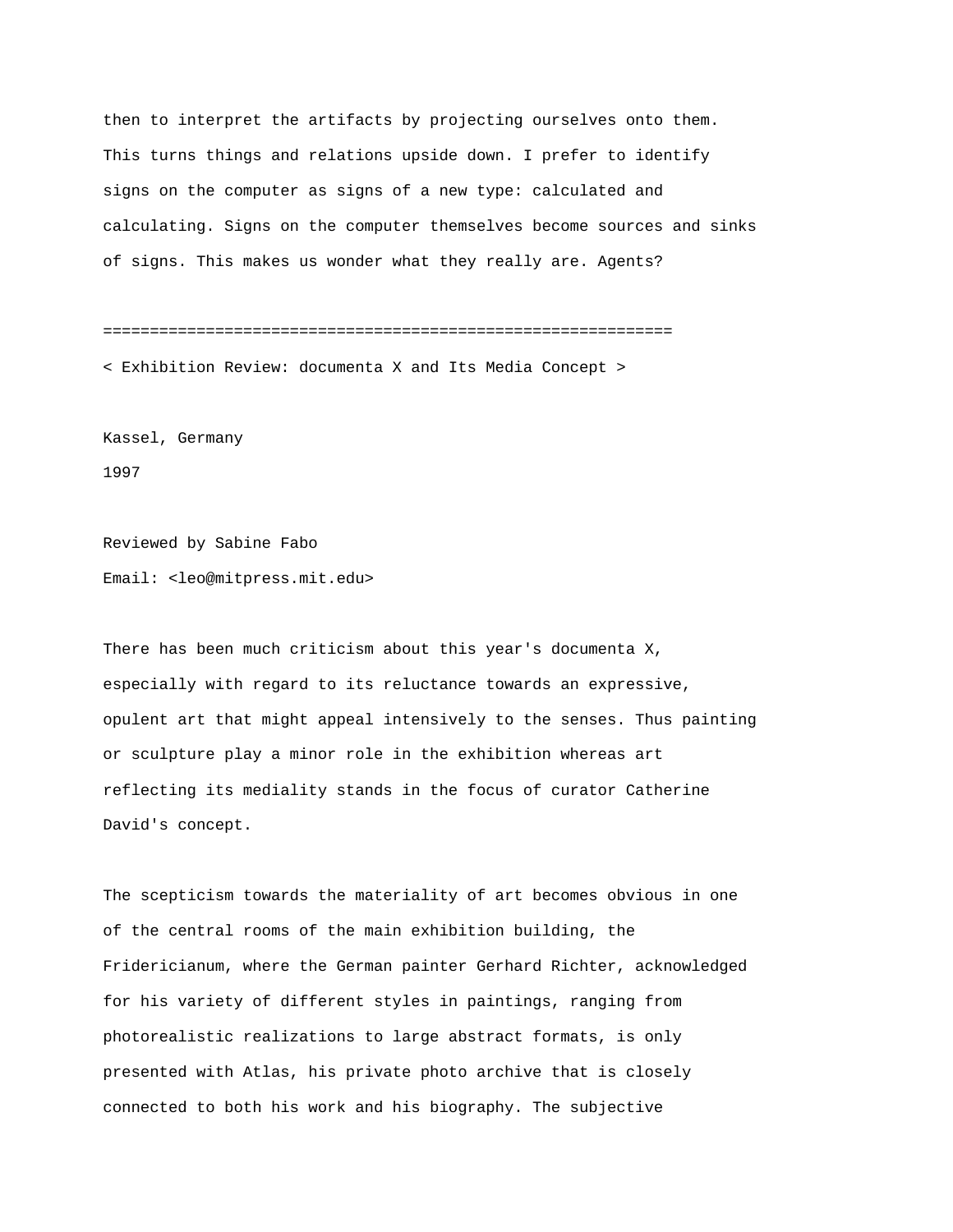then to interpret the artifacts by projecting ourselves onto them. This turns things and relations upside down. I prefer to identify signs on the computer as signs of a new type: calculated and calculating. Signs on the computer themselves become sources and sinks of signs. This makes us wonder what they really are. Agents?

============================================================

< Exhibition Review: documenta X and Its Media Concept >

Kassel, Germany
1997

Reviewed by Sabine Fabo
Email: <leo@mitpress.mit.edu>

There has been much criticism about this year's documenta X, especially with regard to its reluctance towards an expressive, opulent art that might appeal intensively to the senses. Thus painting or sculpture play a minor role in the exhibition whereas art reflecting its mediality stands in the focus of curator Catherine David's concept.

The scepticism towards the materiality of art becomes obvious in one of the central rooms of the main exhibition building, the Fridericianum, where the German painter Gerhard Richter, acknowledged for his variety of different styles in paintings, ranging from photorealistic realizations to large abstract formats, is only presented with Atlas, his private photo archive that is closely connected to both his work and his biography. The subjective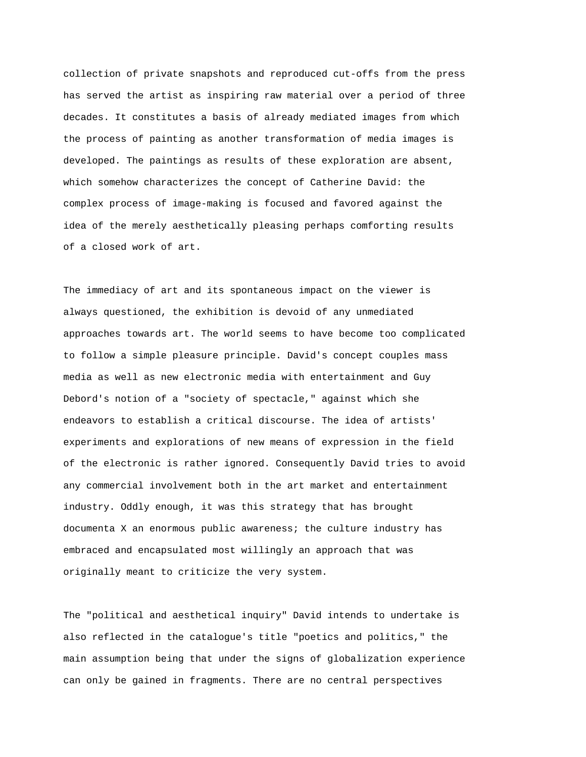collection of private snapshots and reproduced cut-offs from the press has served the artist as inspiring raw material over a period of three decades. It constitutes a basis of already mediated images from which the process of painting as another transformation of media images is developed. The paintings as results of these exploration are absent, which somehow characterizes the concept of Catherine David: the complex process of image-making is focused and favored against the idea of the merely aesthetically pleasing perhaps comforting results of a closed work of art.

The immediacy of art and its spontaneous impact on the viewer is always questioned, the exhibition is devoid of any unmediated approaches towards art. The world seems to have become too complicated to follow a simple pleasure principle. David's concept couples mass media as well as new electronic media with entertainment and Guy Debord's notion of a "society of spectacle," against which she endeavors to establish a critical discourse. The idea of artists' experiments and explorations of new means of expression in the field of the electronic is rather ignored. Consequently David tries to avoid any commercial involvement both in the art market and entertainment industry. Oddly enough, it was this strategy that has brought documenta X an enormous public awareness; the culture industry has embraced and encapsulated most willingly an approach that was originally meant to criticize the very system.

The "political and aesthetical inquiry" David intends to undertake is also reflected in the catalogue's title "poetics and politics," the main assumption being that under the signs of globalization experience can only be gained in fragments. There are no central perspectives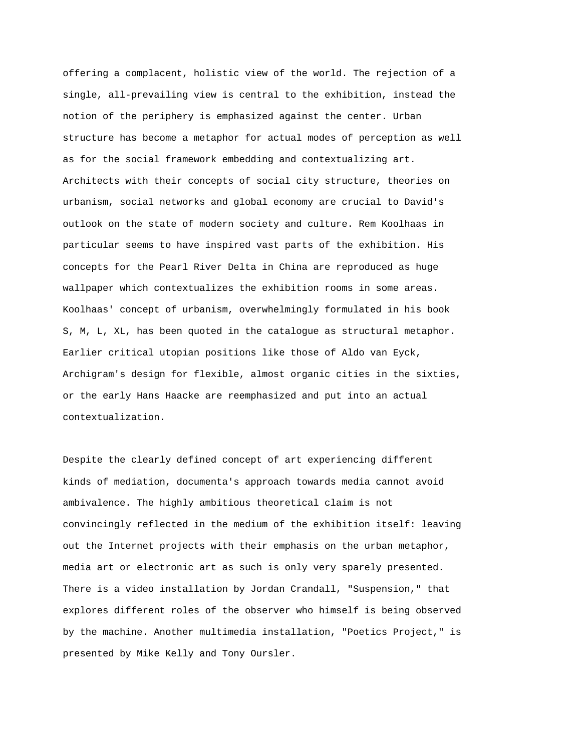offering a complacent, holistic view of the world. The rejection of a single, all-prevailing view is central to the exhibition, instead the notion of the periphery is emphasized against the center. Urban structure has become a metaphor for actual modes of perception as well as for the social framework embedding and contextualizing art. Architects with their concepts of social city structure, theories on urbanism, social networks and global economy are crucial to David's outlook on the state of modern society and culture. Rem Koolhaas in particular seems to have inspired vast parts of the exhibition. His concepts for the Pearl River Delta in China are reproduced as huge wallpaper which contextualizes the exhibition rooms in some areas. Koolhaas' concept of urbanism, overwhelmingly formulated in his book S, M, L, XL, has been quoted in the catalogue as structural metaphor. Earlier critical utopian positions like those of Aldo van Eyck, Archigram's design for flexible, almost organic cities in the sixties, or the early Hans Haacke are reemphasized and put into an actual contextualization.

Despite the clearly defined concept of art experiencing different kinds of mediation, documenta's approach towards media cannot avoid ambivalence. The highly ambitious theoretical claim is not convincingly reflected in the medium of the exhibition itself: leaving out the Internet projects with their emphasis on the urban metaphor, media art or electronic art as such is only very sparely presented. There is a video installation by Jordan Crandall, "Suspension," that explores different roles of the observer who himself is being observed by the machine. Another multimedia installation, "Poetics Project," is presented by Mike Kelly and Tony Oursler.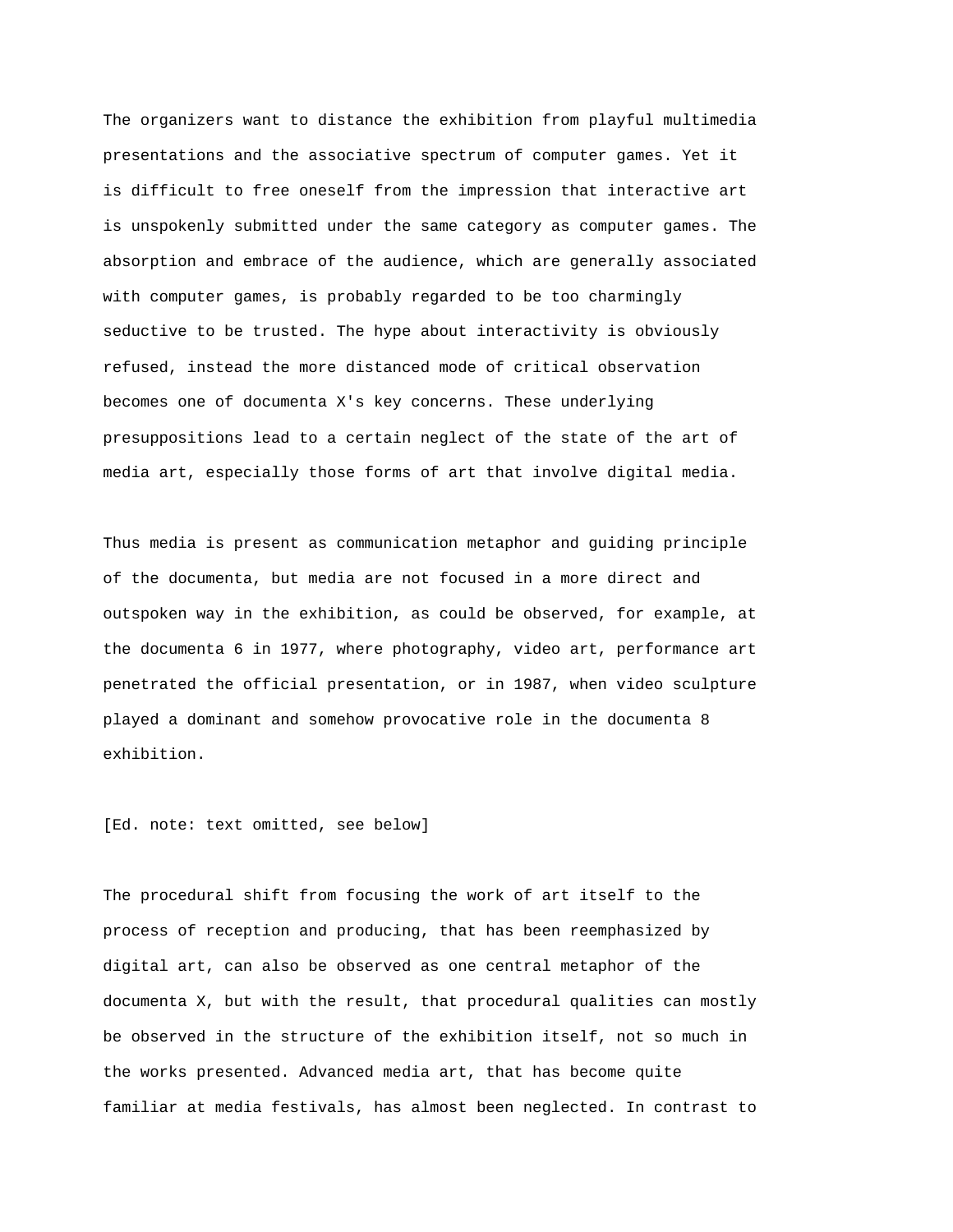The organizers want to distance the exhibition from playful multimedia presentations and the associative spectrum of computer games. Yet it is difficult to free oneself from the impression that interactive art is unspokenly submitted under the same category as computer games. The absorption and embrace of the audience, which are generally associated with computer games, is probably regarded to be too charmingly seductive to be trusted. The hype about interactivity is obviously refused, instead the more distanced mode of critical observation becomes one of documenta X's key concerns. These underlying presuppositions lead to a certain neglect of the state of the art of media art, especially those forms of art that involve digital media.

Thus media is present as communication metaphor and guiding principle of the documenta, but media are not focused in a more direct and outspoken way in the exhibition, as could be observed, for example, at the documenta 6 in 1977, where photography, video art, performance art penetrated the official presentation, or in 1987, when video sculpture played a dominant and somehow provocative role in the documenta 8 exhibition.

[Ed. note: text omitted, see below]

The procedural shift from focusing the work of art itself to the process of reception and producing, that has been reemphasized by digital art, can also be observed as one central metaphor of the documenta X, but with the result, that procedural qualities can mostly be observed in the structure of the exhibition itself, not so much in the works presented. Advanced media art, that has become quite familiar at media festivals, has almost been neglected. In contrast to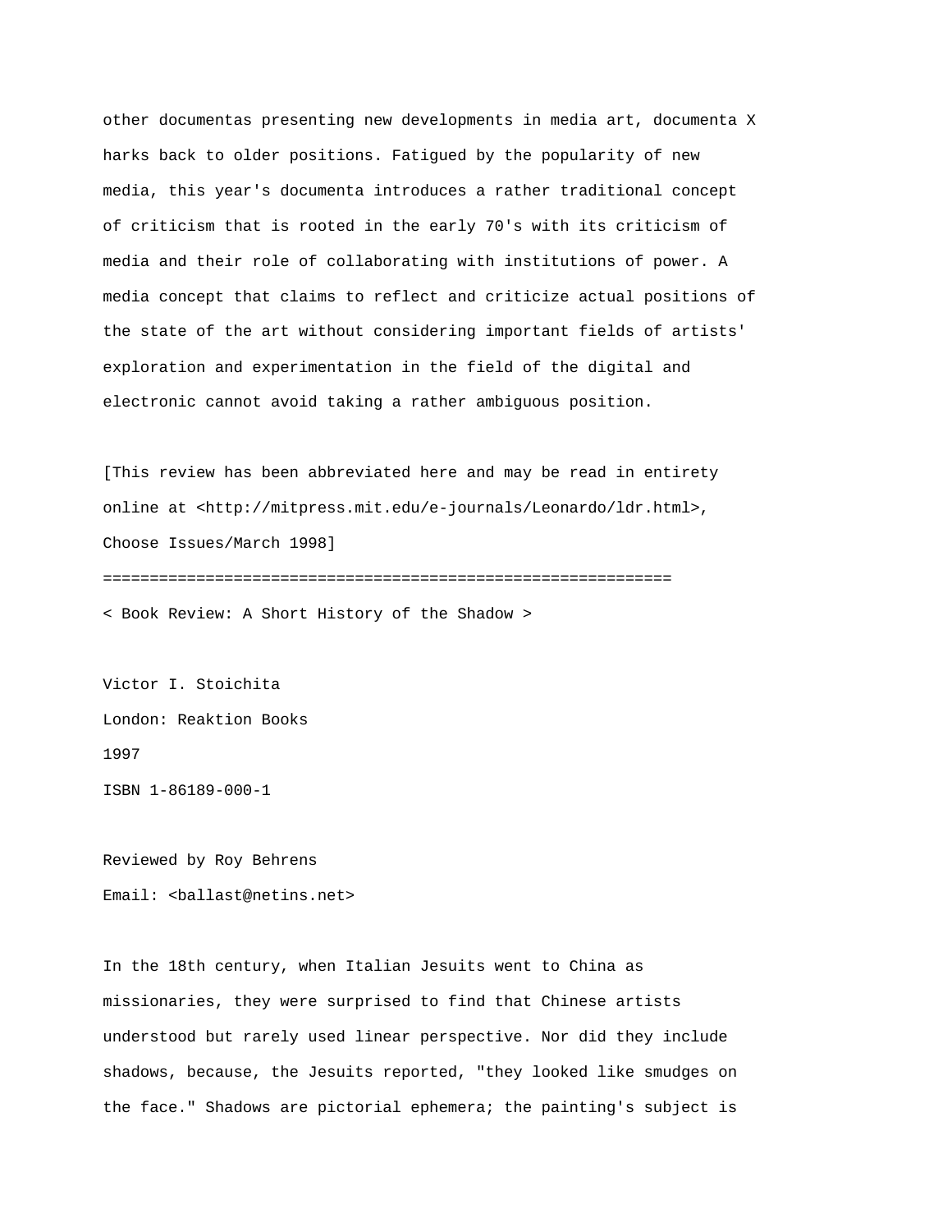other documentas presenting new developments in media art, documenta X harks back to older positions. Fatigued by the popularity of new media, this year's documenta introduces a rather traditional concept of criticism that is rooted in the early 70's with its criticism of media and their role of collaborating with institutions of power. A media concept that claims to reflect and criticize actual positions of the state of the art without considering important fields of artists' exploration and experimentation in the field of the digital and electronic cannot avoid taking a rather ambiguous position.

[This review has been abbreviated here and may be read in entirety online at <http://mitpress.mit.edu/e-journals/Leonardo/ldr.html>, Choose Issues/March 1998]

=============================================================

< Book Review: A Short History of the Shadow >

Victor I. Stoichita

London: Reaktion Books

1997

ISBN 1-86189-000-1

Reviewed by Roy Behrens

Email: <ballast@netins.net>

In the 18th century, when Italian Jesuits went to China as missionaries, they were surprised to find that Chinese artists understood but rarely used linear perspective. Nor did they include shadows, because, the Jesuits reported, "they looked like smudges on the face." Shadows are pictorial ephemera; the painting's subject is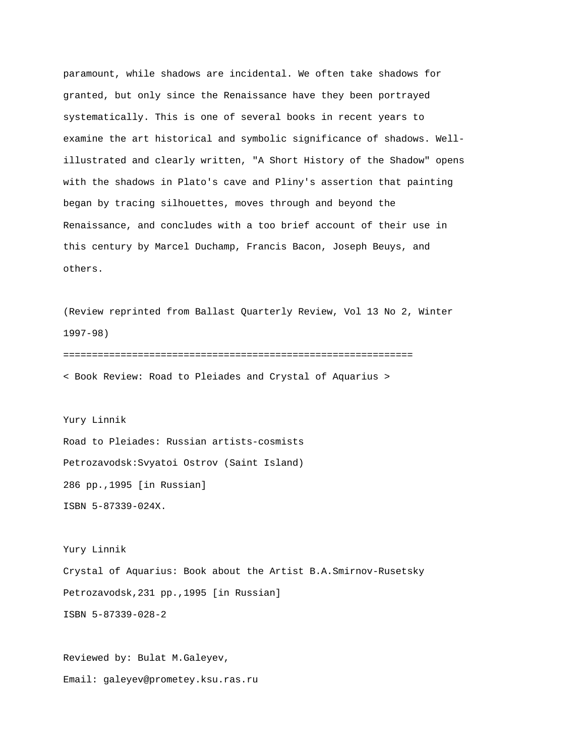paramount, while shadows are incidental. We often take shadows for granted, but only since the Renaissance have they been portrayed systematically. This is one of several books in recent years to examine the art historical and symbolic significance of shadows. Well-illustrated and clearly written, "A Short History of the Shadow" opens with the shadows in Plato's cave and Pliny's assertion that painting began by tracing silhouettes, moves through and beyond the Renaissance, and concludes with a too brief account of their use in this century by Marcel Duchamp, Francis Bacon, Joseph Beuys, and others.

(Review reprinted from Ballast Quarterly Review, Vol 13 No 2, Winter 1997-98)

==============================================================

< Book Review: Road to Pleiades and Crystal of Aquarius >

Yury Linnik
Road to Pleiades: Russian artists-cosmists
Petrozavodsk:Svyatoi Ostrov (Saint Island)
286 pp.,1995 [in Russian]
ISBN 5-87339-024X.

Yury Linnik
Crystal of Aquarius: Book about the Artist B.A.Smirnov-Rusetsky
Petrozavodsk,231 pp.,1995 [in Russian]
ISBN 5-87339-028-2

Reviewed by: Bulat M.Galeyev,
Email: galeyev@prometey.ksu.ras.ru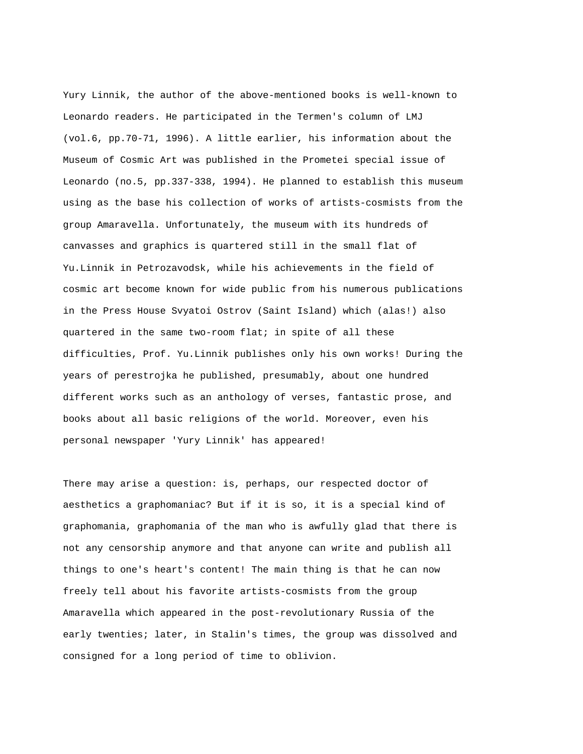Yury Linnik, the author of the above-mentioned books is well-known to Leonardo readers. He participated in the Termen's column of LMJ (vol.6, pp.70-71, 1996). A little earlier, his information about the Museum of Cosmic Art was published in the Prometei special issue of Leonardo (no.5, pp.337-338, 1994). He planned to establish this museum using as the base his collection of works of artists-cosmists from the group Amaravella. Unfortunately, the museum with its hundreds of canvasses and graphics is quartered still in the small flat of Yu.Linnik in Petrozavodsk, while his achievements in the field of cosmic art become known for wide public from his numerous publications in the Press House Svyatoi Ostrov (Saint Island) which (alas!) also quartered in the same two-room flat; in spite of all these difficulties, Prof. Yu.Linnik publishes only his own works! During the years of perestrojka he published, presumably, about one hundred different works such as an anthology of verses, fantastic prose, and books about all basic religions of the world. Moreover, even his personal newspaper 'Yury Linnik' has appeared!

There may arise a question: is, perhaps, our respected doctor of aesthetics a graphomaniac? But if it is so, it is a special kind of graphomania, graphomania of the man who is awfully glad that there is not any censorship anymore and that anyone can write and publish all things to one's heart's content! The main thing is that he can now freely tell about his favorite artists-cosmists from the group Amaravella which appeared in the post-revolutionary Russia of the early twenties; later, in Stalin's times, the group was dissolved and consigned for a long period of time to oblivion.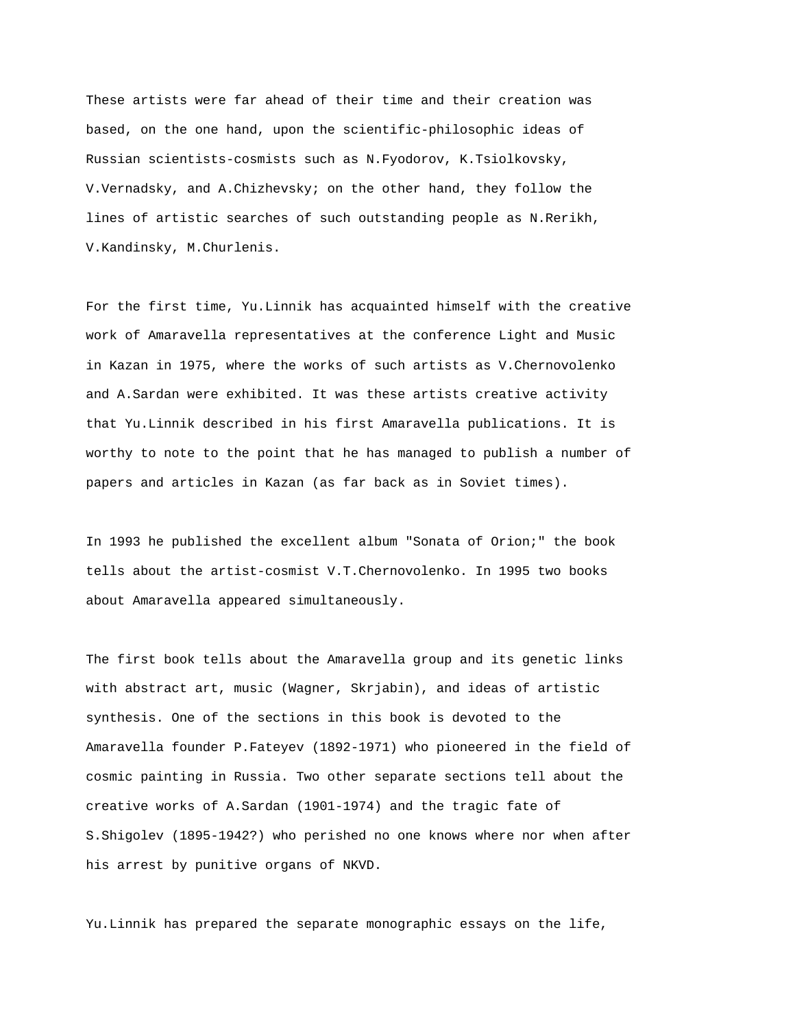These artists were far ahead of their time and their creation was based, on the one hand, upon the scientific-philosophic ideas of Russian scientists-cosmists such as N.Fyodorov, K.Tsiolkovsky, V.Vernadsky, and A.Chizhevsky; on the other hand, they follow the lines of artistic searches of such outstanding people as N.Rerikh, V.Kandinsky, M.Churlenis.

For the first time, Yu.Linnik has acquainted himself with the creative work of Amaravella representatives at the conference Light and Music in Kazan in 1975, where the works of such artists as V.Chernovolenko and A.Sardan were exhibited. It was these artists creative activity that Yu.Linnik described in his first Amaravella publications. It is worthy to note to the point that he has managed to publish a number of papers and articles in Kazan (as far back as in Soviet times).

In 1993 he published the excellent album "Sonata of Orion;" the book tells about the artist-cosmist V.T.Chernovolenko. In 1995 two books about Amaravella appeared simultaneously.

The first book tells about the Amaravella group and its genetic links with abstract art, music (Wagner, Skrjabin), and ideas of artistic synthesis. One of the sections in this book is devoted to the Amaravella founder P.Fateyev (1892-1971) who pioneered in the field of cosmic painting in Russia. Two other separate sections tell about the creative works of A.Sardan (1901-1974) and the tragic fate of S.Shigolev (1895-1942?) who perished no one knows where nor when after his arrest by punitive organs of NKVD.

Yu.Linnik has prepared the separate monographic essays on the life,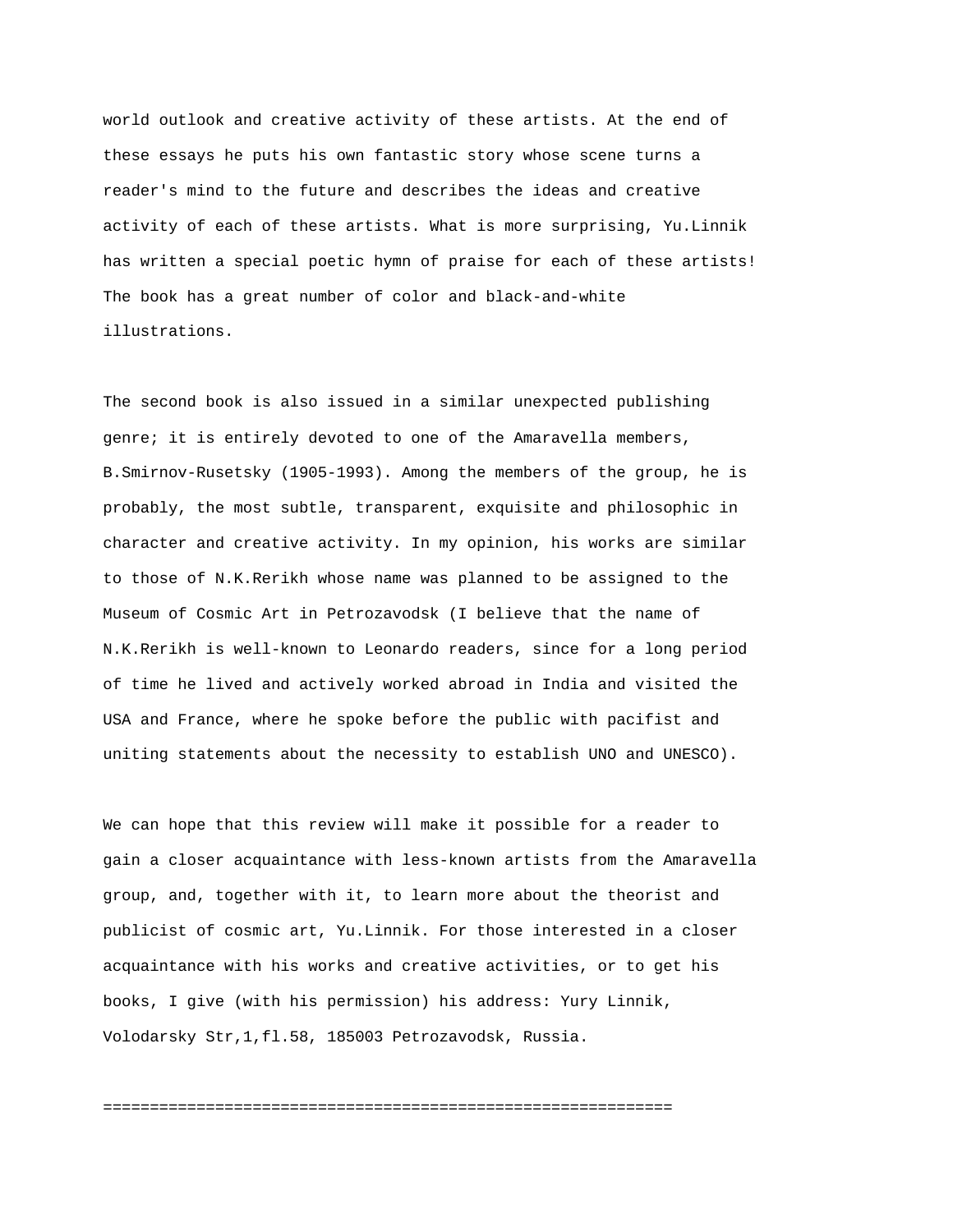world outlook and creative activity of these artists. At the end of these essays he puts his own fantastic story whose scene turns a reader's mind to the future and describes the ideas and creative activity of each of these artists. What is more surprising, Yu.Linnik has written a special poetic hymn of praise for each of these artists! The book has a great number of color and black-and-white illustrations.

The second book is also issued in a similar unexpected publishing genre; it is entirely devoted to one of the Amaravella members, B.Smirnov-Rusetsky (1905-1993). Among the members of the group, he is probably, the most subtle, transparent, exquisite and philosophic in character and creative activity. In my opinion, his works are similar to those of N.K.Rerikh whose name was planned to be assigned to the Museum of Cosmic Art in Petrozavodsk (I believe that the name of N.K.Rerikh is well-known to Leonardo readers, since for a long period of time he lived and actively worked abroad in India and visited the USA and France, where he spoke before the public with pacifist and uniting statements about the necessity to establish UNO and UNESCO).

We can hope that this review will make it possible for a reader to gain a closer acquaintance with less-known artists from the Amaravella group, and, together with it, to learn more about the theorist and publicist of cosmic art, Yu.Linnik. For those interested in a closer acquaintance with his works and creative activities, or to get his books, I give (with his permission) his address: Yury Linnik, Volodarsky Str,1,fl.58, 185003 Petrozavodsk, Russia.

============================================================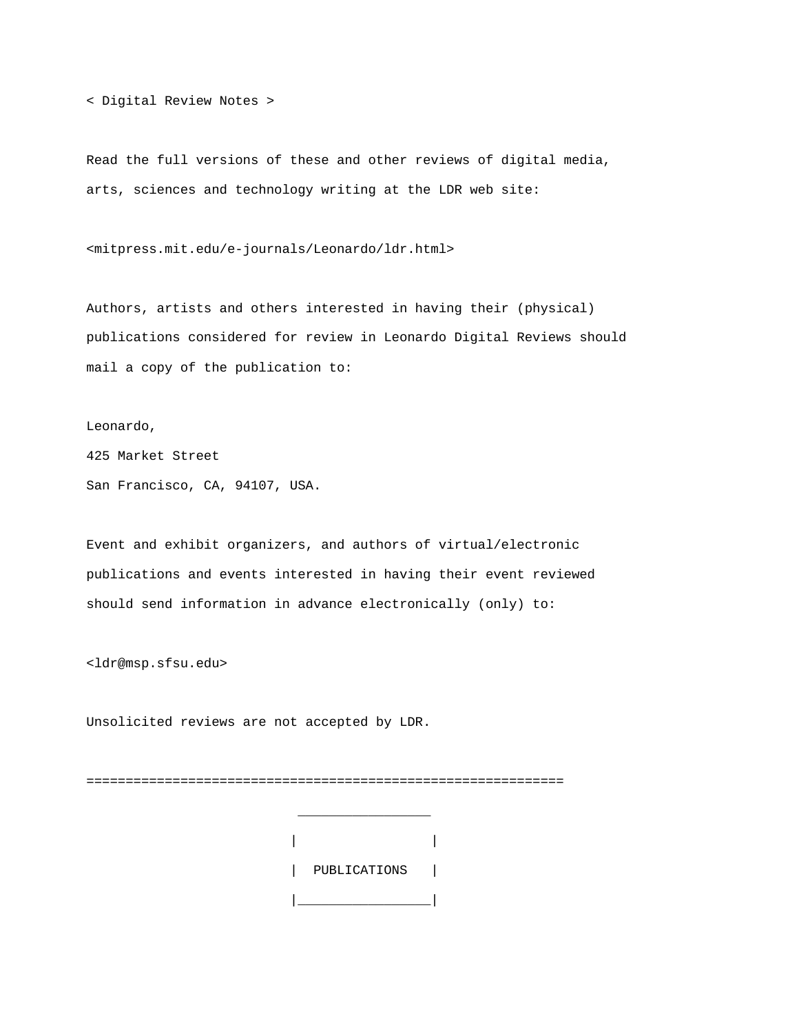< Digital Review Notes >

Read the full versions of these and other reviews of digital media, arts, sciences and technology writing at the LDR web site:

<mitpress.mit.edu/e-journals/Leonardo/ldr.html>

Authors, artists and others interested in having their (physical) publications considered for review in Leonardo Digital Reviews should mail a copy of the publication to:

Leonardo,
425 Market Street
San Francisco, CA, 94107, USA.

Event and exhibit organizers, and authors of virtual/electronic publications and events interested in having their event reviewed should send information in advance electronically (only) to:

<ldr@msp.sfsu.edu>

Unsolicited reviews are not accepted by LDR.

=============================================================

```
 _________________
|                 |
|  PUBLICATIONS   |
|_________________|
```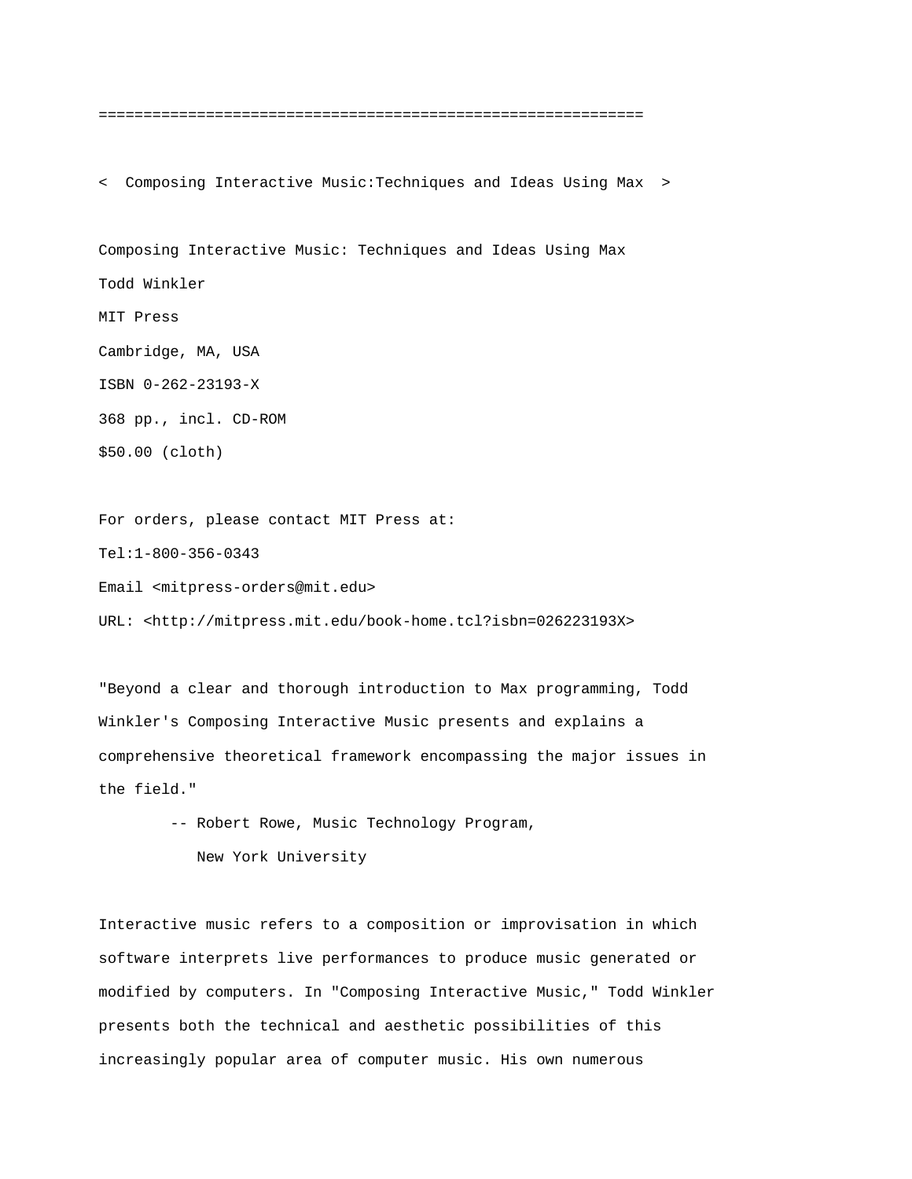==============================================================

<  Composing Interactive Music:Techniques and Ideas Using Max  >

Composing Interactive Music: Techniques and Ideas Using Max
Todd Winkler
MIT Press
Cambridge, MA, USA
ISBN 0-262-23193-X
368 pp., incl. CD-ROM
$50.00 (cloth)

For orders, please contact MIT Press at:
Tel:1-800-356-0343
Email <mitpress-orders@mit.edu>
URL: <http://mitpress.mit.edu/book-home.tcl?isbn=026223193X>

"Beyond a clear and thorough introduction to Max programming, Todd Winkler's Composing Interactive Music presents and explains a comprehensive theoretical framework encompassing the major issues in the field."

-- Robert Rowe, Music Technology Program, New York University

Interactive music refers to a composition or improvisation in which software interprets live performances to produce music generated or modified by computers. In "Composing Interactive Music," Todd Winkler presents both the technical and aesthetic possibilities of this increasingly popular area of computer music. His own numerous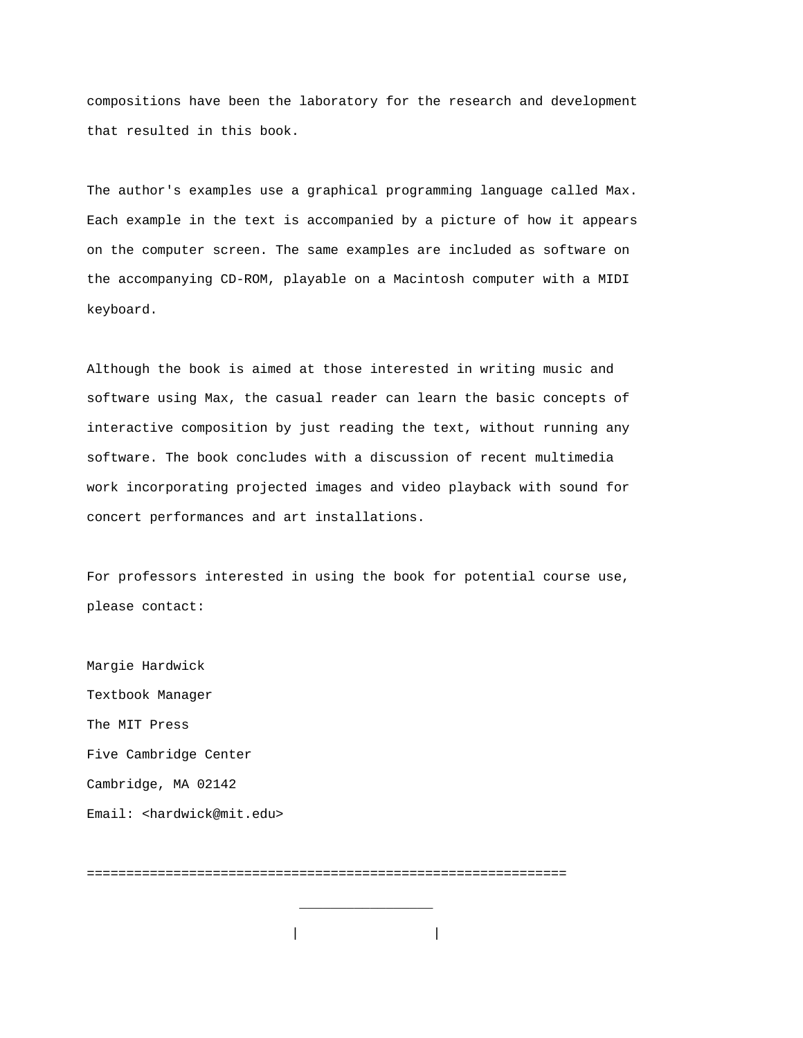compositions have been the laboratory for the research and development that resulted in this book.

The author's examples use a graphical programming language called Max. Each example in the text is accompanied by a picture of how it appears on the computer screen. The same examples are included as software on the accompanying CD-ROM, playable on a Macintosh computer with a MIDI keyboard.

Although the book is aimed at those interested in writing music and software using Max, the casual reader can learn the basic concepts of interactive composition by just reading the text, without running any software. The book concludes with a discussion of recent multimedia work incorporating projected images and video playback with sound for concert performances and art installations.

For professors interested in using the book for potential course use, please contact:

Margie Hardwick
Textbook Manager
The MIT Press
Five Cambridge Center
Cambridge, MA 02142
Email: <hardwick@mit.edu>

=============================================================

```
                           _________________
                          |                 |
```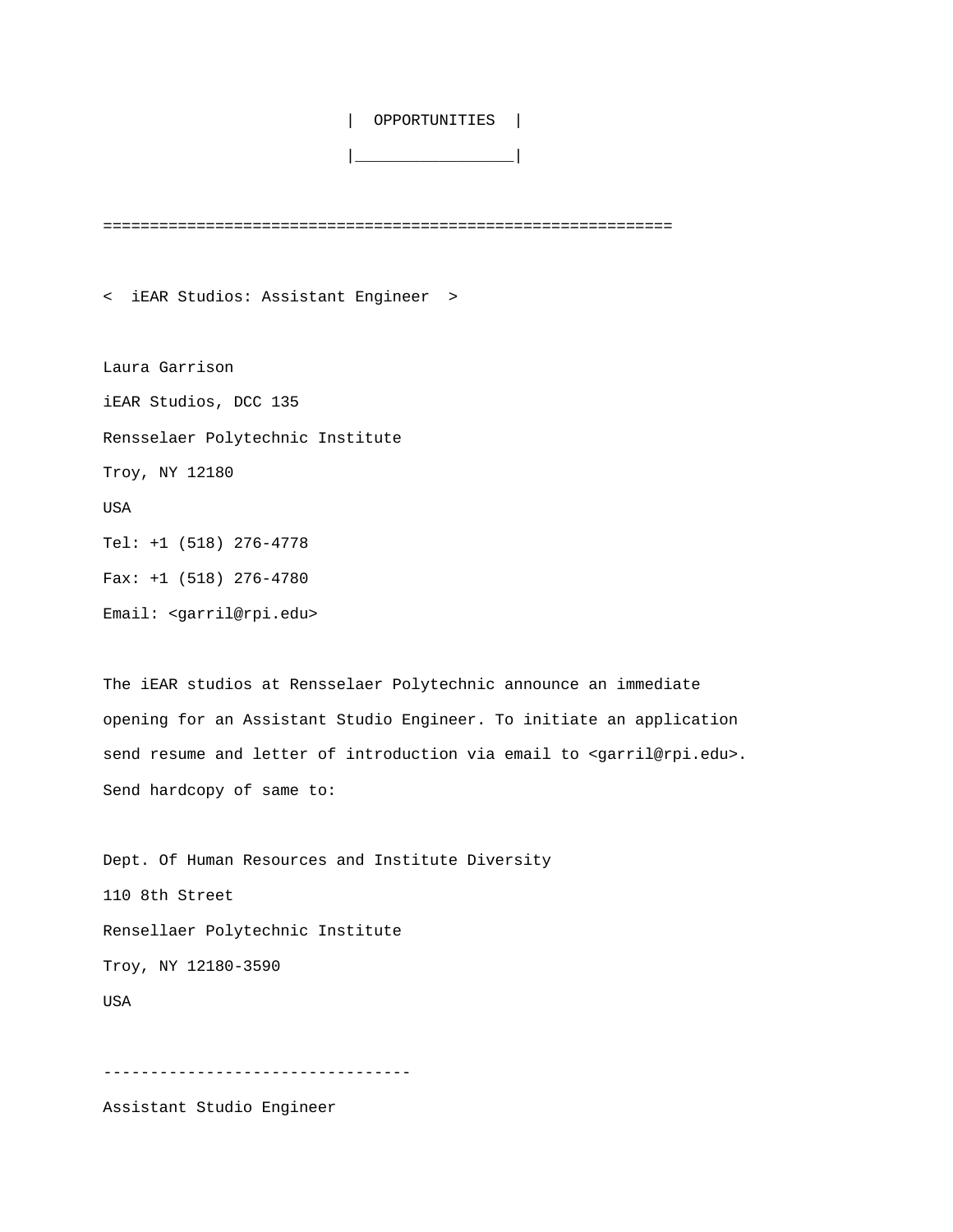|  OPPORTUNITIES  |

|_________________|

=============================================================

<  iEAR Studios: Assistant Engineer  >

Laura Garrison

iEAR Studios, DCC 135

Rensselaer Polytechnic Institute

Troy, NY 12180

USA

Tel: +1 (518) 276-4778

Fax: +1 (518) 276-4780

Email: <garril@rpi.edu>

The iEAR studios at Rensselaer Polytechnic announce an immediate opening for an Assistant Studio Engineer. To initiate an application send resume and letter of introduction via email to <garril@rpi.edu>. Send hardcopy of same to:

Dept. Of Human Resources and Institute Diversity

110 8th Street

Rensellaer Polytechnic Institute

Troy, NY 12180-3590

USA

---------------------------------

Assistant Studio Engineer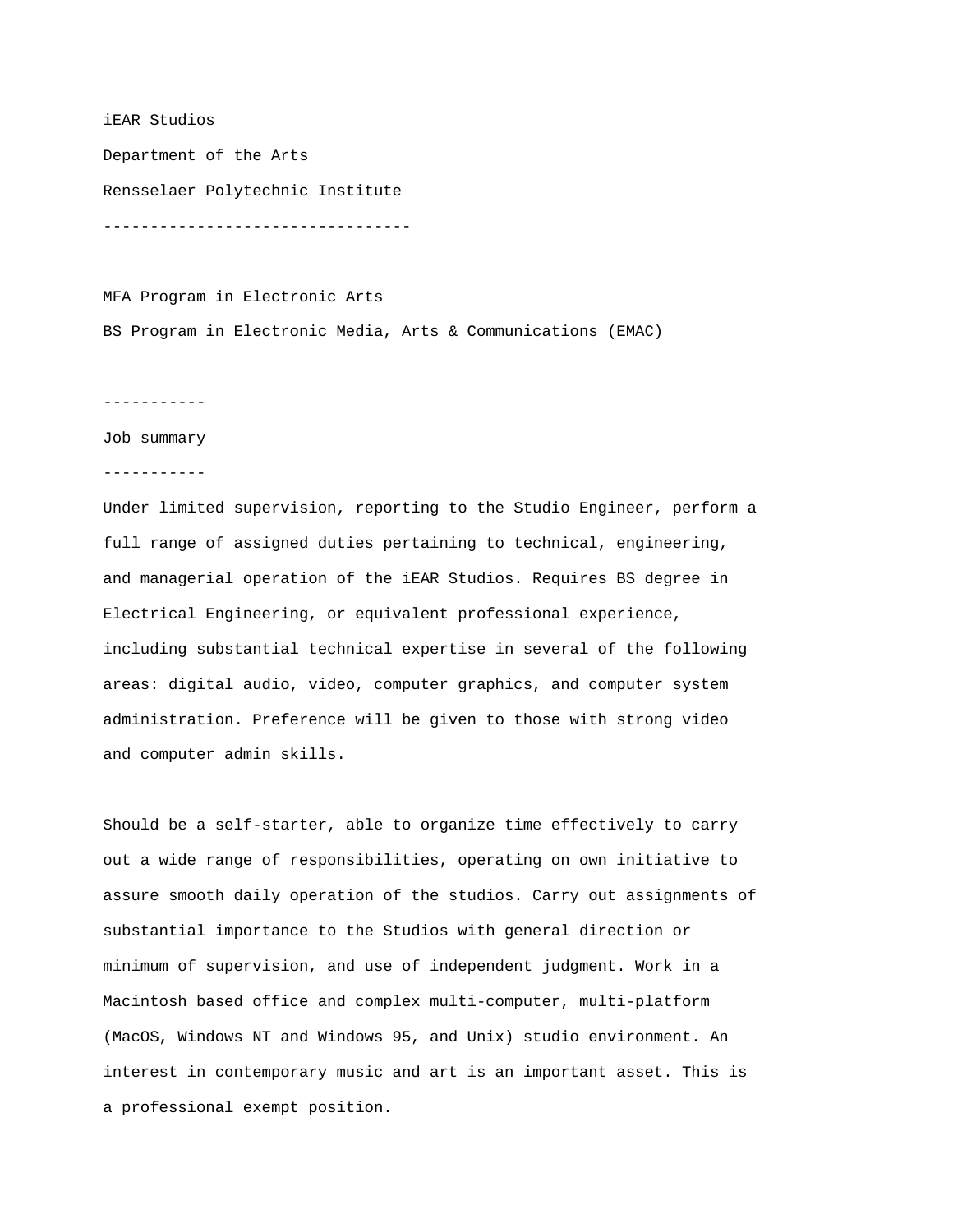iEAR Studios

Department of the Arts

Rensselaer Polytechnic Institute

---------------------------------

MFA Program in Electronic Arts

BS Program in Electronic Media, Arts & Communications (EMAC)

-----------

Job summary

-----------

Under limited supervision, reporting to the Studio Engineer, perform a full range of assigned duties pertaining to technical, engineering, and managerial operation of the iEAR Studios. Requires BS degree in Electrical Engineering, or equivalent professional experience, including substantial technical expertise in several of the following areas: digital audio, video, computer graphics, and computer system administration. Preference will be given to those with strong video and computer admin skills.

Should be a self-starter, able to organize time effectively to carry out a wide range of responsibilities, operating on own initiative to assure smooth daily operation of the studios. Carry out assignments of substantial importance to the Studios with general direction or minimum of supervision, and use of independent judgment. Work in a Macintosh based office and complex multi-computer, multi-platform (MacOS, Windows NT and Windows 95, and Unix) studio environment. An interest in contemporary music and art is an important asset. This is a professional exempt position.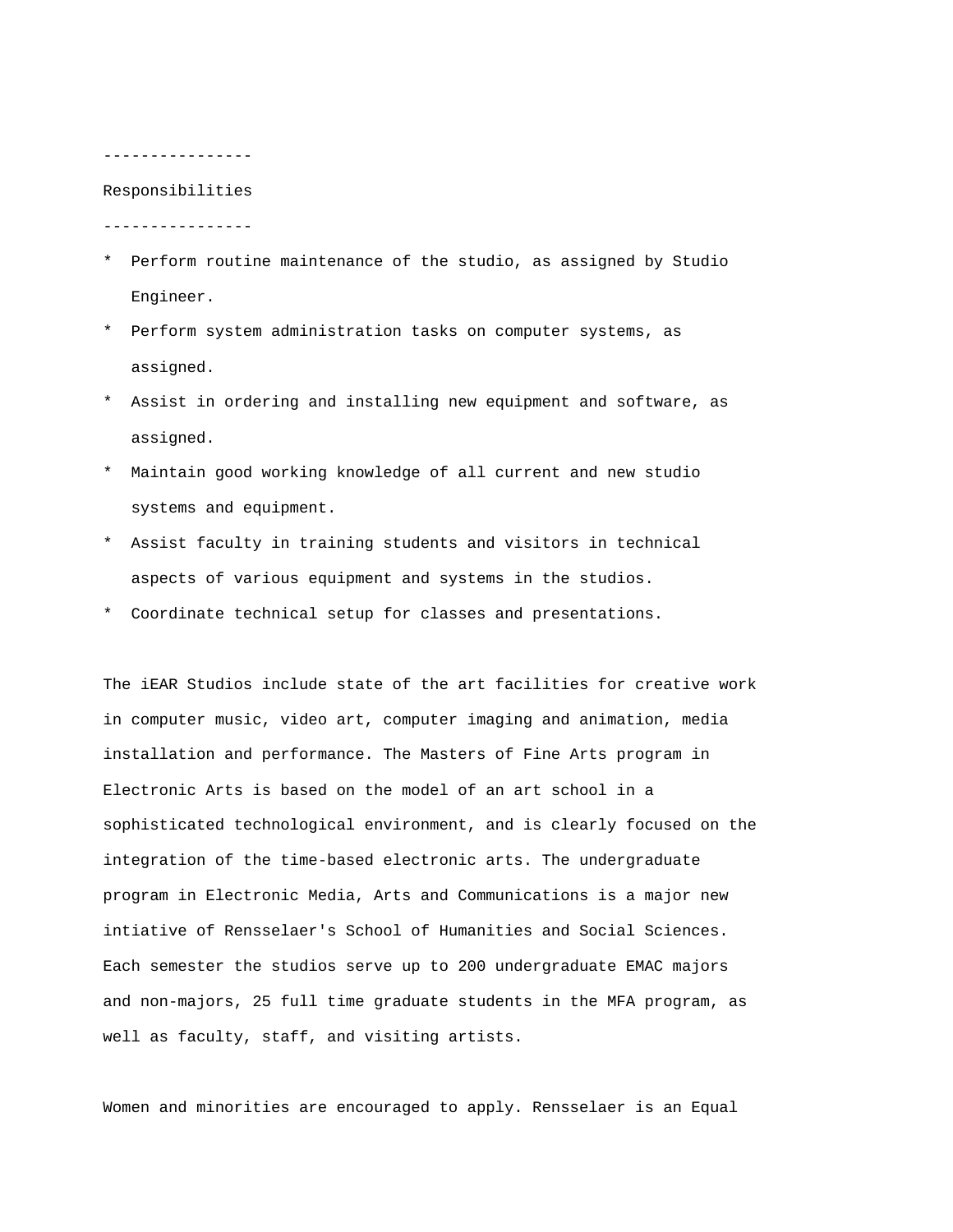----------------

Responsibilities

----------------

* Perform routine maintenance of the studio, as assigned by Studio Engineer.
* Perform system administration tasks on computer systems, as assigned.
* Assist in ordering and installing new equipment and software, as assigned.
* Maintain good working knowledge of all current and new studio systems and equipment.
* Assist faculty in training students and visitors in technical aspects of various equipment and systems in the studios.
* Coordinate technical setup for classes and presentations.

The iEAR Studios include state of the art facilities for creative work in computer music, video art, computer imaging and animation, media installation and performance. The Masters of Fine Arts program in Electronic Arts is based on the model of an art school in a sophisticated technological environment, and is clearly focused on the integration of the time-based electronic arts. The undergraduate program in Electronic Media, Arts and Communications is a major new intiative of Rensselaer's School of Humanities and Social Sciences. Each semester the studios serve up to 200 undergraduate EMAC majors and non-majors, 25 full time graduate students in the MFA program, as well as faculty, staff, and visiting artists.

Women and minorities are encouraged to apply. Rensselaer is an Equal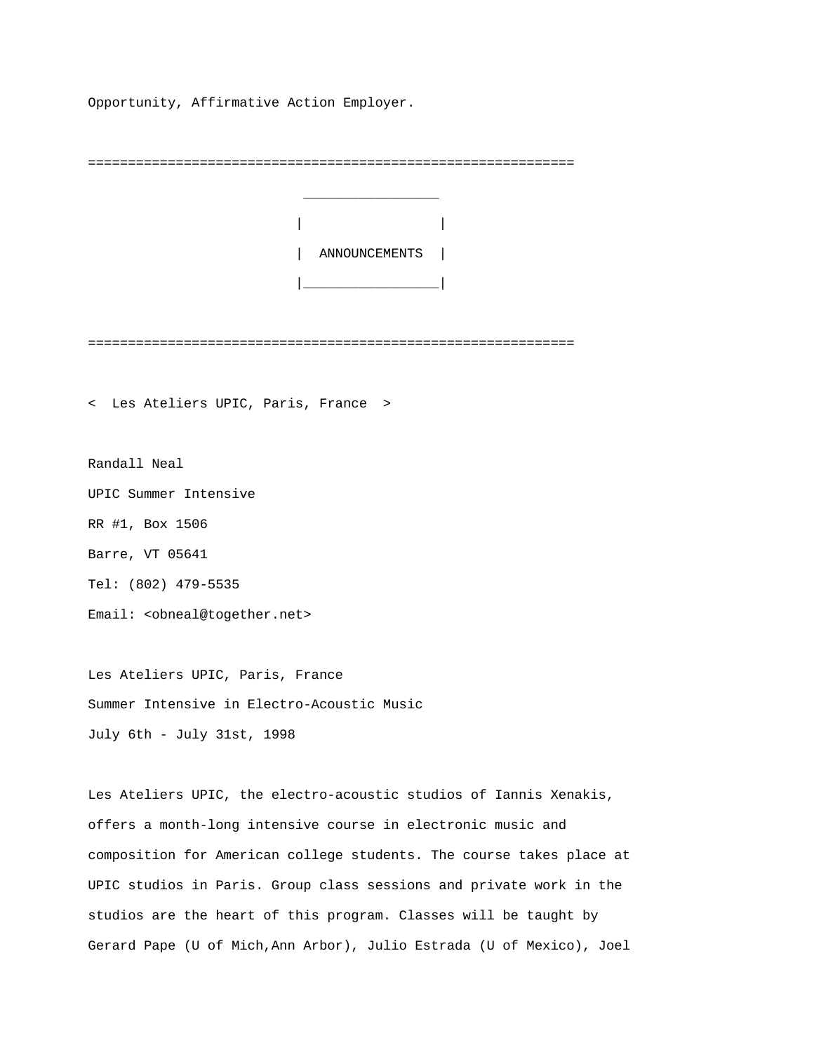Opportunity, Affirmative Action Employer.

============================================================

# ANNOUNCEMENTS

============================================================

## < Les Ateliers UPIC, Paris, France >

Randall Neal
UPIC Summer Intensive
RR #1, Box 1506
Barre, VT 05641
Tel: (802) 479-5535
Email: <obneal@together.net>

Les Ateliers UPIC, Paris, France
Summer Intensive in Electro-Acoustic Music
July 6th - July 31st, 1998

Les Ateliers UPIC, the electro-acoustic studios of Iannis Xenakis, offers a month-long intensive course in electronic music and composition for American college students. The course takes place at UPIC studios in Paris. Group class sessions and private work in the studios are the heart of this program. Classes will be taught by Gerard Pape (U of Mich,Ann Arbor), Julio Estrada (U of Mexico), Joel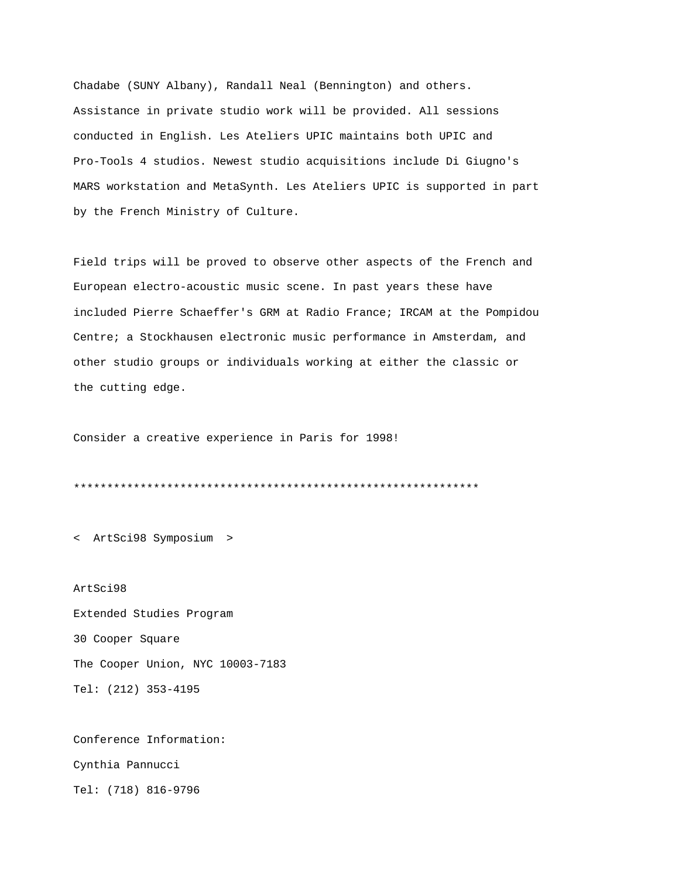Chadabe (SUNY Albany), Randall Neal (Bennington) and others. Assistance in private studio work will be provided. All sessions conducted in English. Les Ateliers UPIC maintains both UPIC and Pro-Tools 4 studios. Newest studio acquisitions include Di Giugno's MARS workstation and MetaSynth. Les Ateliers UPIC is supported in part by the French Ministry of Culture.

Field trips will be proved to observe other aspects of the French and European electro-acoustic music scene. In past years these have included Pierre Schaeffer's GRM at Radio France; IRCAM at the Pompidou Centre; a Stockhausen electronic music performance in Amsterdam, and other studio groups or individuals working at either the classic or the cutting edge.

Consider a creative experience in Paris for 1998!

*************************************************************

<  ArtSci98 Symposium  >

ArtSci98
Extended Studies Program
30 Cooper Square
The Cooper Union, NYC 10003-7183
Tel: (212) 353-4195

Conference Information:
Cynthia Pannucci
Tel: (718) 816-9796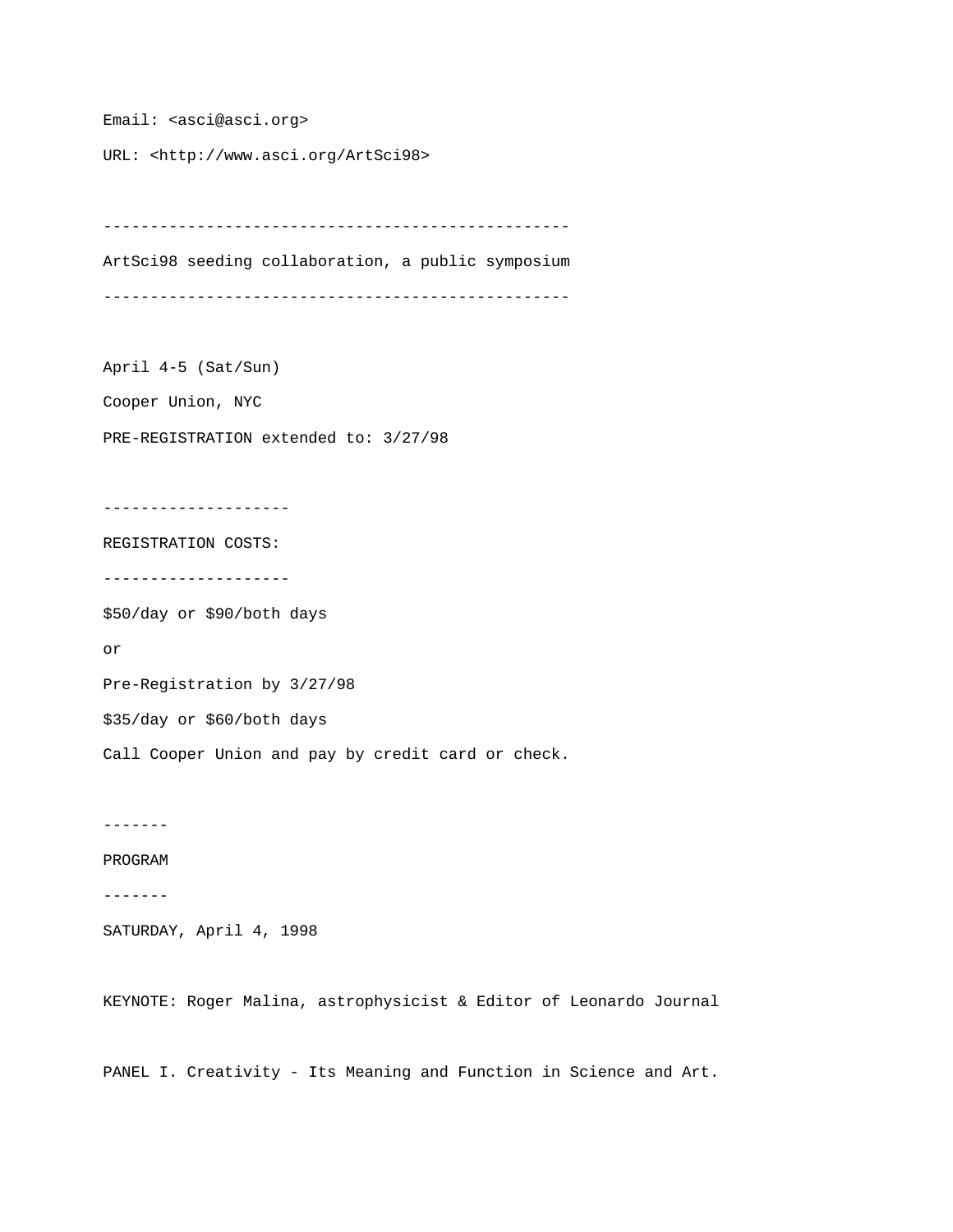Email: <asci@asci.org>

URL: <http://www.asci.org/ArtSci98>

--------------------------------------------------

ArtSci98 seeding collaboration, a public symposium

--------------------------------------------------

April 4-5 (Sat/Sun)

Cooper Union, NYC

PRE-REGISTRATION extended to: 3/27/98

--------------------

REGISTRATION COSTS:

--------------------

$50/day or $90/both days

or

Pre-Registration by 3/27/98

$35/day or $60/both days

Call Cooper Union and pay by credit card or check.

-------

PROGRAM

-------

SATURDAY, April 4, 1998

KEYNOTE: Roger Malina, astrophysicist & Editor of Leonardo Journal

PANEL I. Creativity - Its Meaning and Function in Science and Art.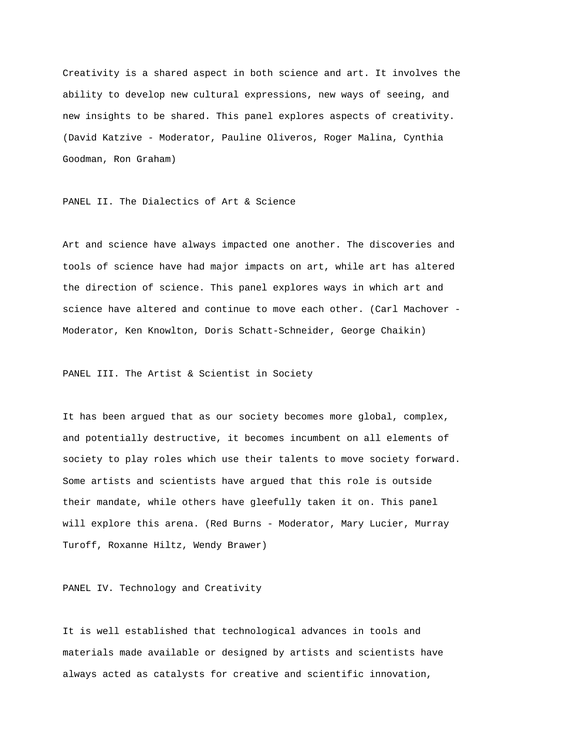Creativity is a shared aspect in both science and art. It involves the ability to develop new cultural expressions, new ways of seeing, and new insights to be shared. This panel explores aspects of creativity. (David Katzive - Moderator, Pauline Oliveros, Roger Malina, Cynthia Goodman, Ron Graham)

## PANEL II. The Dialectics of Art & Science

Art and science have always impacted one another. The discoveries and tools of science have had major impacts on art, while art has altered the direction of science. This panel explores ways in which art and science have altered and continue to move each other. (Carl Machover - Moderator, Ken Knowlton, Doris Schatt-Schneider, George Chaikin)

## PANEL III. The Artist & Scientist in Society

It has been argued that as our society becomes more global, complex, and potentially destructive, it becomes incumbent on all elements of society to play roles which use their talents to move society forward. Some artists and scientists have argued that this role is outside their mandate, while others have gleefully taken it on. This panel will explore this arena. (Red Burns - Moderator, Mary Lucier, Murray Turoff, Roxanne Hiltz, Wendy Brawer)

## PANEL IV. Technology and Creativity

It is well established that technological advances in tools and materials made available or designed by artists and scientists have always acted as catalysts for creative and scientific innovation,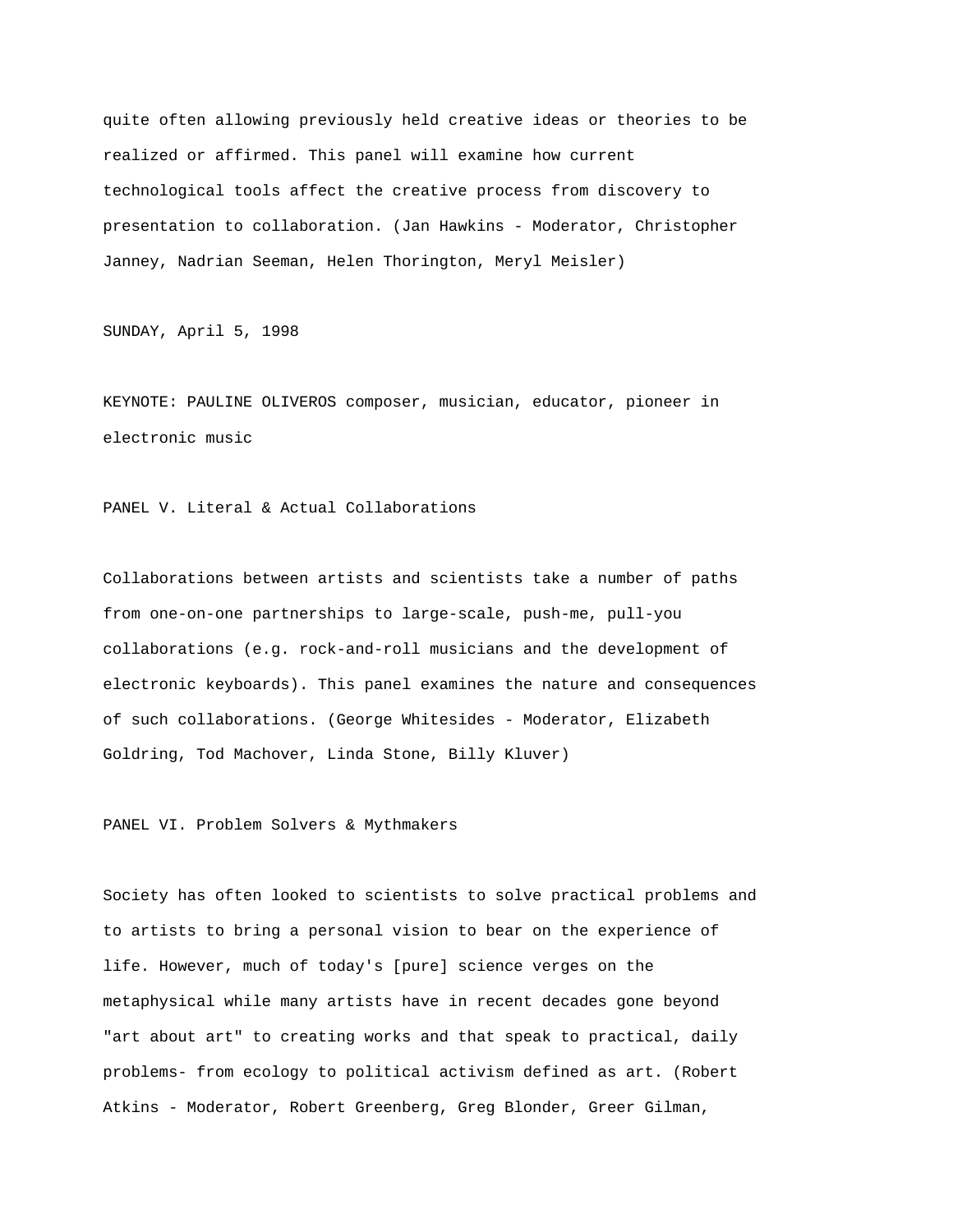quite often allowing previously held creative ideas or theories to be realized or affirmed. This panel will examine how current technological tools affect the creative process from discovery to presentation to collaboration. (Jan Hawkins - Moderator, Christopher Janney, Nadrian Seeman, Helen Thorington, Meryl Meisler)

SUNDAY, April 5, 1998

KEYNOTE: PAULINE OLIVEROS composer, musician, educator, pioneer in electronic music

PANEL V. Literal & Actual Collaborations

Collaborations between artists and scientists take a number of paths from one-on-one partnerships to large-scale, push-me, pull-you collaborations (e.g. rock-and-roll musicians and the development of electronic keyboards). This panel examines the nature and consequences of such collaborations. (George Whitesides - Moderator, Elizabeth Goldring, Tod Machover, Linda Stone, Billy Kluver)

PANEL VI. Problem Solvers & Mythmakers

Society has often looked to scientists to solve practical problems and to artists to bring a personal vision to bear on the experience of life. However, much of today's [pure] science verges on the metaphysical while many artists have in recent decades gone beyond "art about art" to creating works and that speak to practical, daily problems- from ecology to political activism defined as art. (Robert Atkins - Moderator, Robert Greenberg, Greg Blonder, Greer Gilman,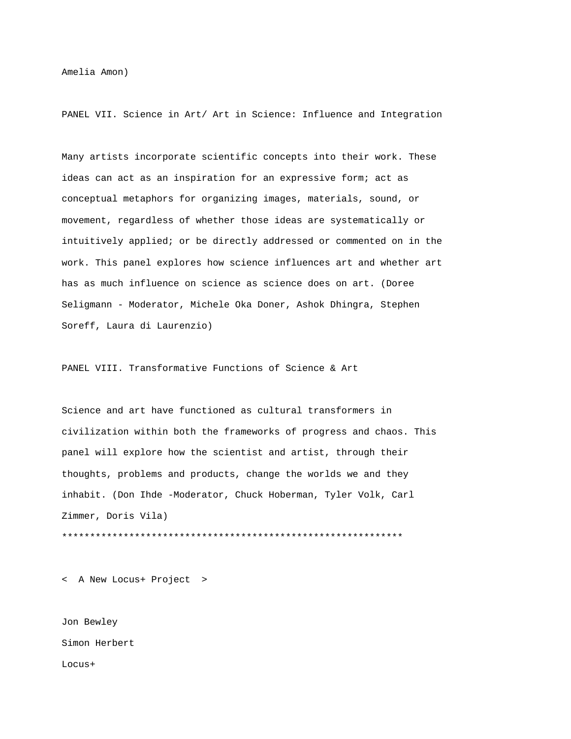Amelia Amon)

PANEL VII. Science in Art/ Art in Science: Influence and Integration

Many artists incorporate scientific concepts into their work. These ideas can act as an inspiration for an expressive form; act as conceptual metaphors for organizing images, materials, sound, or movement, regardless of whether those ideas are systematically or intuitively applied; or be directly addressed or commented on in the work. This panel explores how science influences art and whether art has as much influence on science as science does on art. (Doree Seligmann - Moderator, Michele Oka Doner, Ashok Dhingra, Stephen Soreff, Laura di Laurenzio)

PANEL VIII. Transformative Functions of Science & Art

Science and art have functioned as cultural transformers in civilization within both the frameworks of progress and chaos. This panel will explore how the scientist and artist, through their thoughts, problems and products, change the worlds we and they inhabit. (Don Ihde -Moderator, Chuck Hoberman, Tyler Volk, Carl Zimmer, Doris Vila)

*************************************************************

< A New Locus+ Project >

Jon Bewley

Simon Herbert

Locus+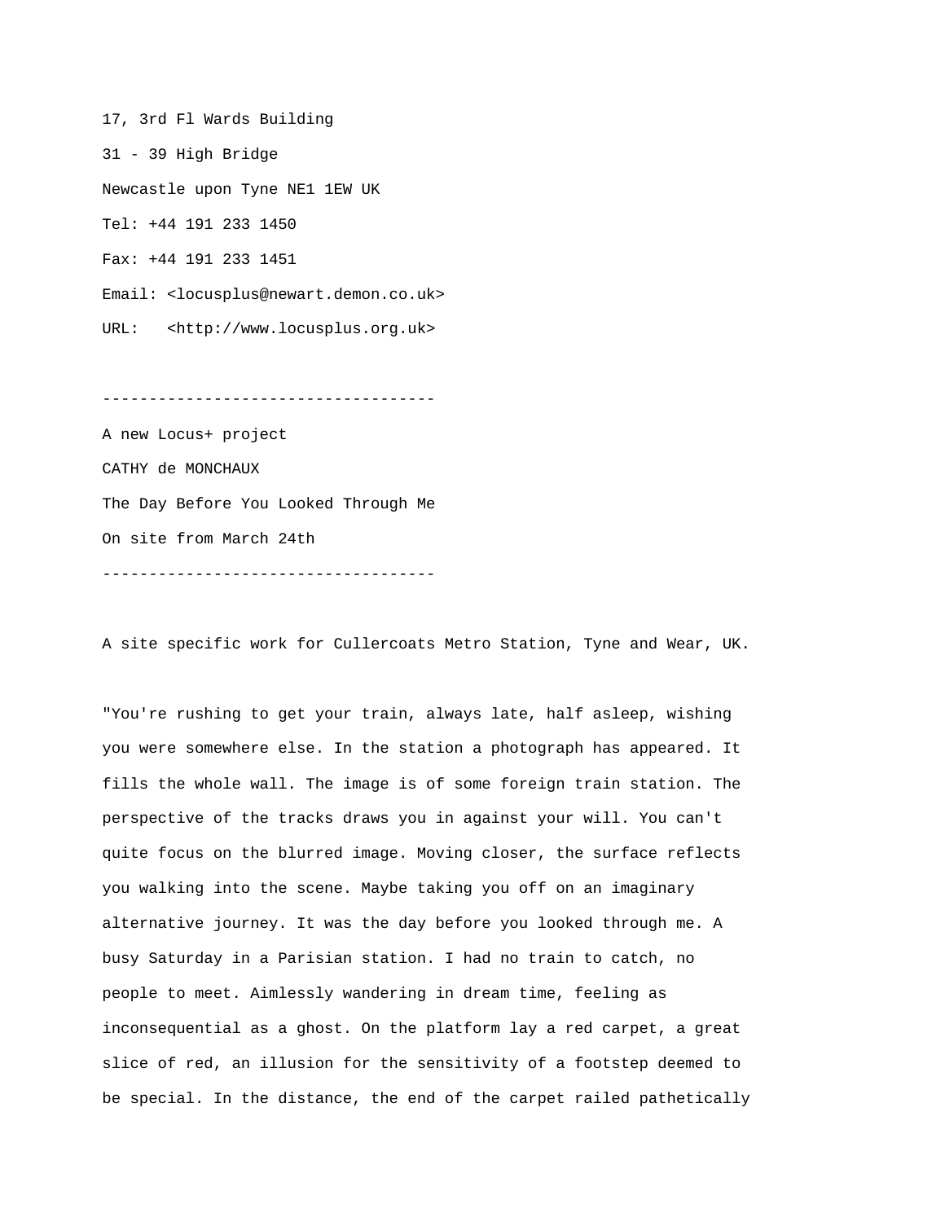17, 3rd Fl Wards Building

31 - 39 High Bridge

Newcastle upon Tyne NE1 1EW UK

Tel: +44 191 233 1450

Fax: +44 191 233 1451

Email: <locusplus@newart.demon.co.uk>

URL: <http://www.locusplus.org.uk>

------------------------------------

A new Locus+ project

CATHY de MONCHAUX

The Day Before You Looked Through Me

On site from March 24th

------------------------------------

A site specific work for Cullercoats Metro Station, Tyne and Wear, UK.

"You're rushing to get your train, always late, half asleep, wishing you were somewhere else. In the station a photograph has appeared. It fills the whole wall. The image is of some foreign train station. The perspective of the tracks draws you in against your will. You can't quite focus on the blurred image. Moving closer, the surface reflects you walking into the scene. Maybe taking you off on an imaginary alternative journey. It was the day before you looked through me. A busy Saturday in a Parisian station. I had no train to catch, no people to meet. Aimlessly wandering in dream time, feeling as inconsequential as a ghost. On the platform lay a red carpet, a great slice of red, an illusion for the sensitivity of a footstep deemed to be special. In the distance, the end of the carpet railed pathetically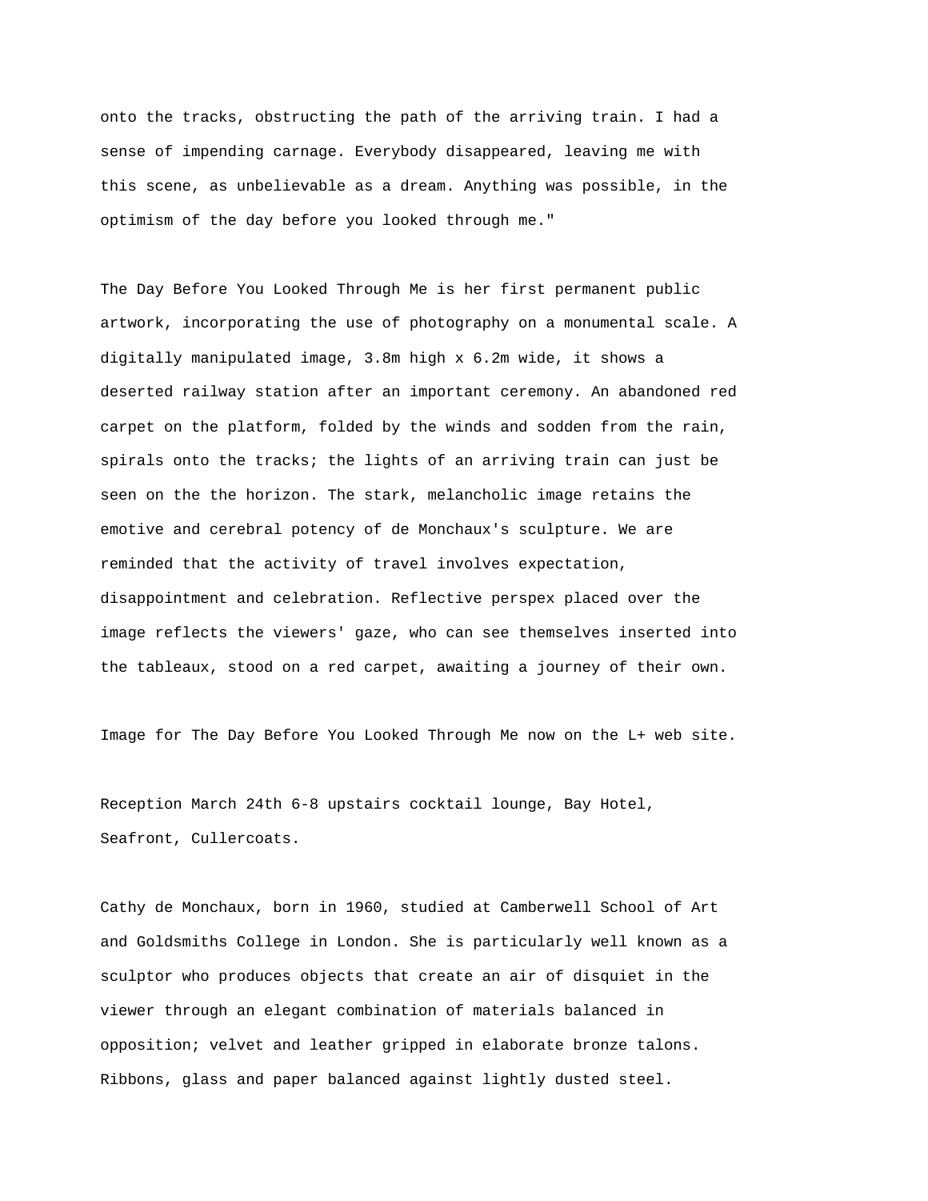onto the tracks, obstructing the path of the arriving train. I had a sense of impending carnage. Everybody disappeared, leaving me with this scene, as unbelievable as a dream. Anything was possible, in the optimism of the day before you looked through me."

The Day Before You Looked Through Me is her first permanent public artwork, incorporating the use of photography on a monumental scale. A digitally manipulated image, 3.8m high x 6.2m wide, it shows a deserted railway station after an important ceremony. An abandoned red carpet on the platform, folded by the winds and sodden from the rain, spirals onto the tracks; the lights of an arriving train can just be seen on the the horizon. The stark, melancholic image retains the emotive and cerebral potency of de Monchaux's sculpture. We are reminded that the activity of travel involves expectation, disappointment and celebration. Reflective perspex placed over the image reflects the viewers' gaze, who can see themselves inserted into the tableaux, stood on a red carpet, awaiting a journey of their own.

Image for The Day Before You Looked Through Me now on the L+ web site.

Reception March 24th 6-8 upstairs cocktail lounge, Bay Hotel, Seafront, Cullercoats.

Cathy de Monchaux, born in 1960, studied at Camberwell School of Art and Goldsmiths College in London. She is particularly well known as a sculptor who produces objects that create an air of disquiet in the viewer through an elegant combination of materials balanced in opposition; velvet and leather gripped in elaborate bronze talons. Ribbons, glass and paper balanced against lightly dusted steel.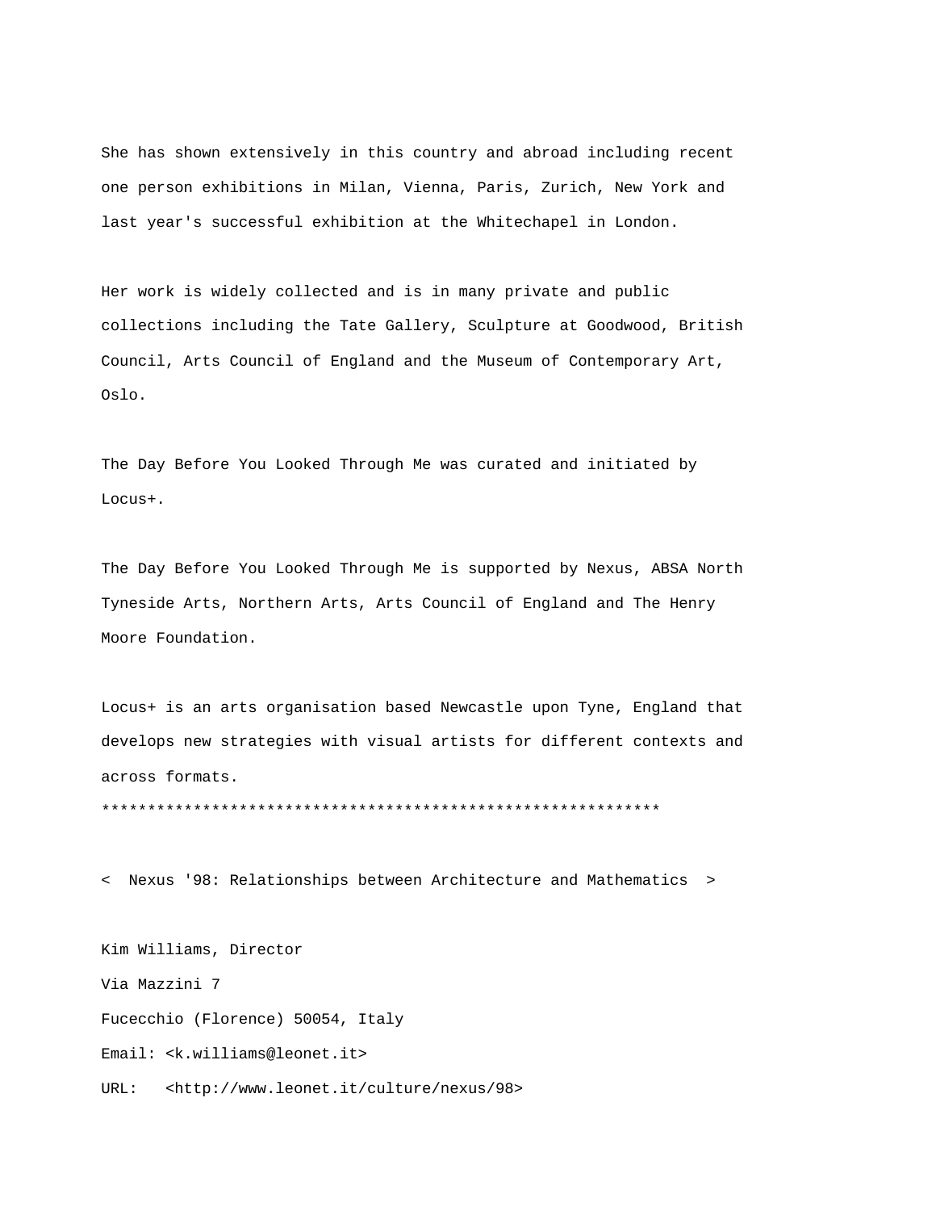She has shown extensively in this country and abroad including recent one person exhibitions in Milan, Vienna, Paris, Zurich, New York and last year's successful exhibition at the Whitechapel in London.

Her work is widely collected and is in many private and public collections including the Tate Gallery, Sculpture at Goodwood, British Council, Arts Council of England and the Museum of Contemporary Art, Oslo.

The Day Before You Looked Through Me was curated and initiated by Locus+.

The Day Before You Looked Through Me is supported by Nexus, ABSA North Tyneside Arts, Northern Arts, Arts Council of England and The Henry Moore Foundation.

Locus+ is an arts organisation based Newcastle upon Tyne, England that develops new strategies with visual artists for different contexts and across formats.

*************************************************************

<  Nexus '98: Relationships between Architecture and Mathematics  >

Kim Williams, Director

Via Mazzini 7

Fucecchio (Florence) 50054, Italy

Email: <k.williams@leonet.it>

URL:   <http://www.leonet.it/culture/nexus/98>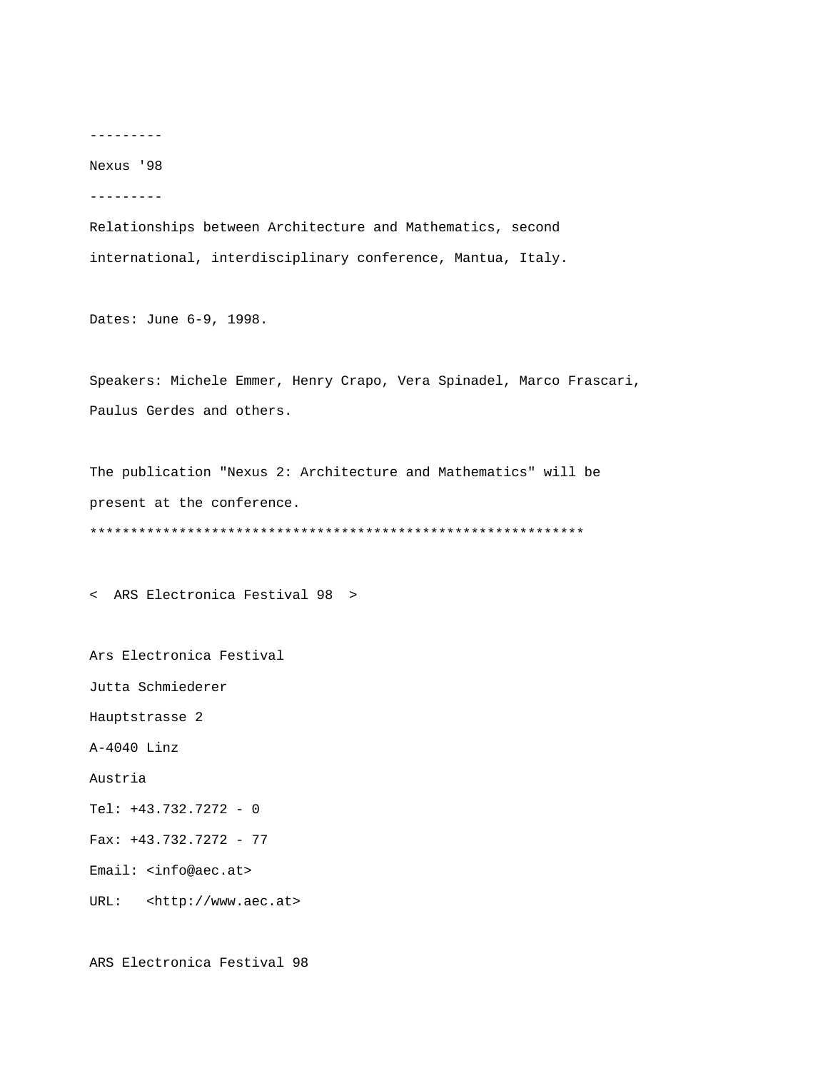---------

Nexus '98

---------

Relationships between Architecture and Mathematics, second international, interdisciplinary conference, Mantua, Italy.

Dates: June 6-9, 1998.

Speakers: Michele Emmer, Henry Crapo, Vera Spinadel, Marco Frascari, Paulus Gerdes and others.

The publication "Nexus 2: Architecture and Mathematics" will be present at the conference.

*************************************************************

<  ARS Electronica Festival 98  >

Ars Electronica Festival

Jutta Schmiederer

Hauptstrasse 2

A-4040 Linz

Austria

Tel: +43.732.7272 - 0

Fax: +43.732.7272 - 77

Email: <info@aec.at>

URL:   <http://www.aec.at>

ARS Electronica Festival 98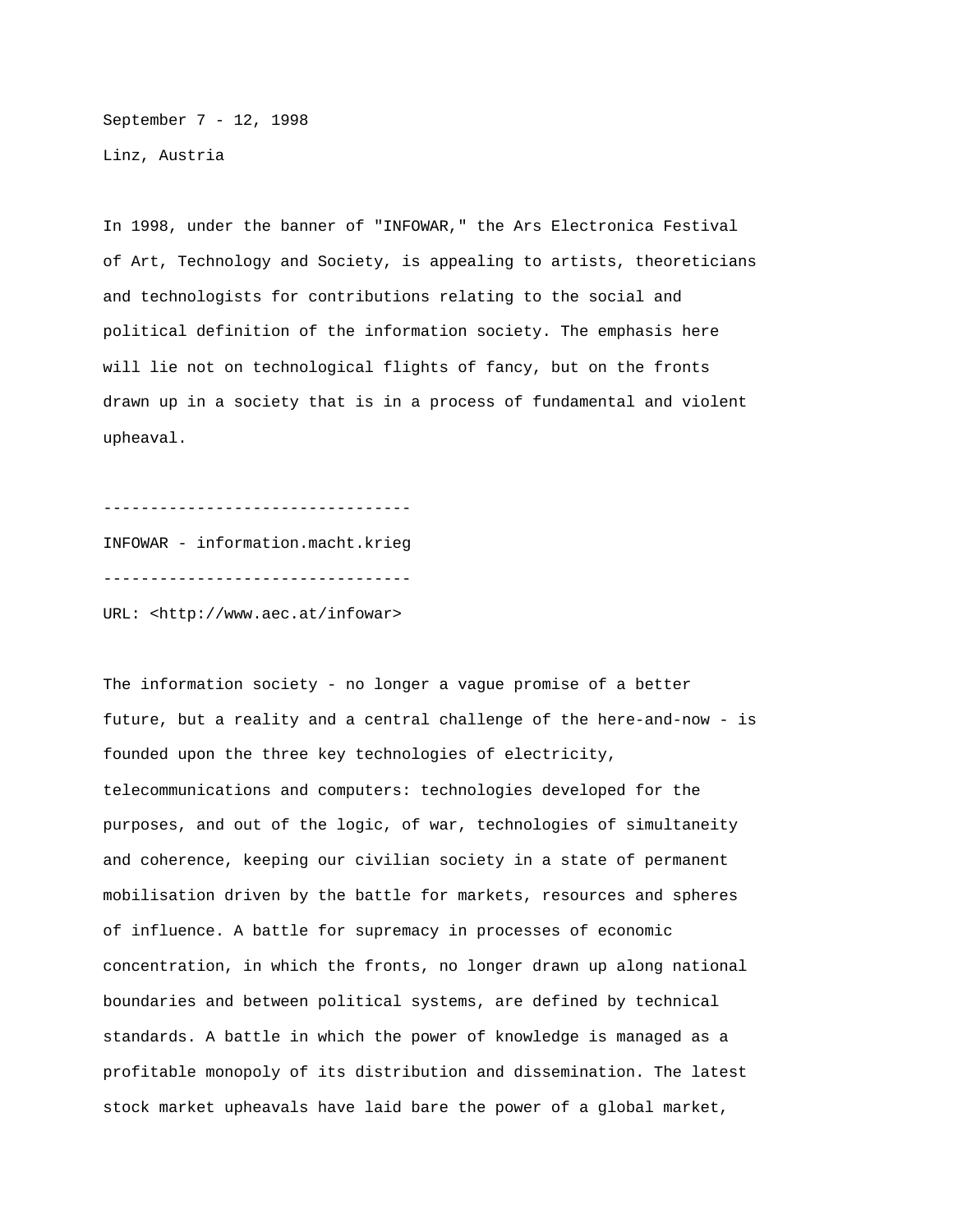September 7 - 12, 1998

Linz, Austria

In 1998, under the banner of "INFOWAR," the Ars Electronica Festival of Art, Technology and Society, is appealing to artists, theoreticians and technologists for contributions relating to the social and political definition of the information society. The emphasis here will lie not on technological flights of fancy, but on the fronts drawn up in a society that is in a process of fundamental and violent upheaval.

---------------------------------

INFOWAR - information.macht.krieg

---------------------------------

URL: <http://www.aec.at/infowar>

The information society - no longer a vague promise of a better future, but a reality and a central challenge of the here-and-now - is founded upon the three key technologies of electricity, telecommunications and computers: technologies developed for the purposes, and out of the logic, of war, technologies of simultaneity and coherence, keeping our civilian society in a state of permanent mobilisation driven by the battle for markets, resources and spheres of influence. A battle for supremacy in processes of economic concentration, in which the fronts, no longer drawn up along national boundaries and between political systems, are defined by technical standards. A battle in which the power of knowledge is managed as a profitable monopoly of its distribution and dissemination. The latest stock market upheavals have laid bare the power of a global market,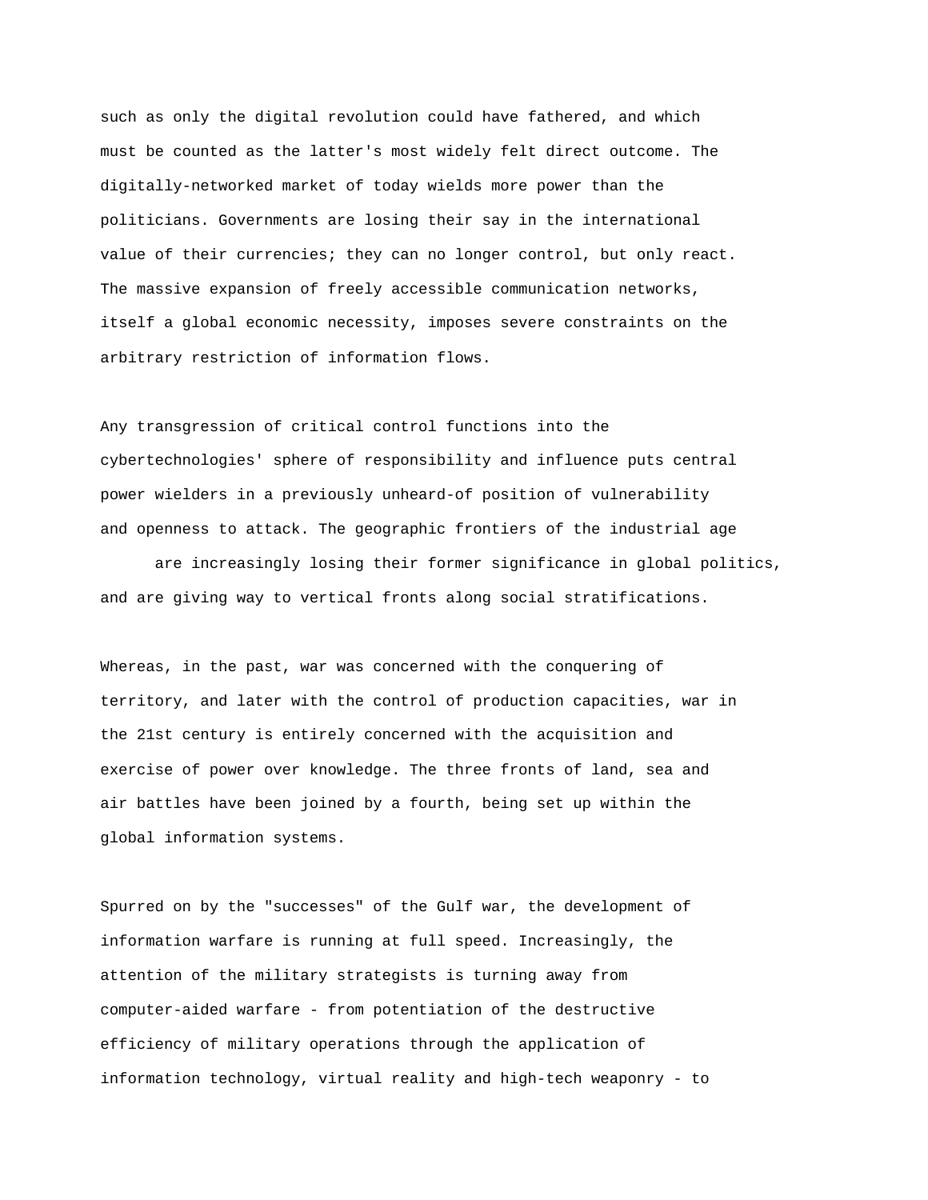such as only the digital revolution could have fathered, and which must be counted as the latter's most widely felt direct outcome. The digitally-networked market of today wields more power than the politicians. Governments are losing their say in the international value of their currencies; they can no longer control, but only react. The massive expansion of freely accessible communication networks, itself a global economic necessity, imposes severe constraints on the arbitrary restriction of information flows.

Any transgression of critical control functions into the cybertechnologies' sphere of responsibility and influence puts central power wielders in a previously unheard-of position of vulnerability and openness to attack. The geographic frontiers of the industrial age are increasingly losing their former significance in global politics, and are giving way to vertical fronts along social stratifications.

Whereas, in the past, war was concerned with the conquering of territory, and later with the control of production capacities, war in the 21st century is entirely concerned with the acquisition and exercise of power over knowledge. The three fronts of land, sea and air battles have been joined by a fourth, being set up within the global information systems.

Spurred on by the "successes" of the Gulf war, the development of information warfare is running at full speed. Increasingly, the attention of the military strategists is turning away from computer-aided warfare - from potentiation of the destructive efficiency of military operations through the application of information technology, virtual reality and high-tech weaponry - to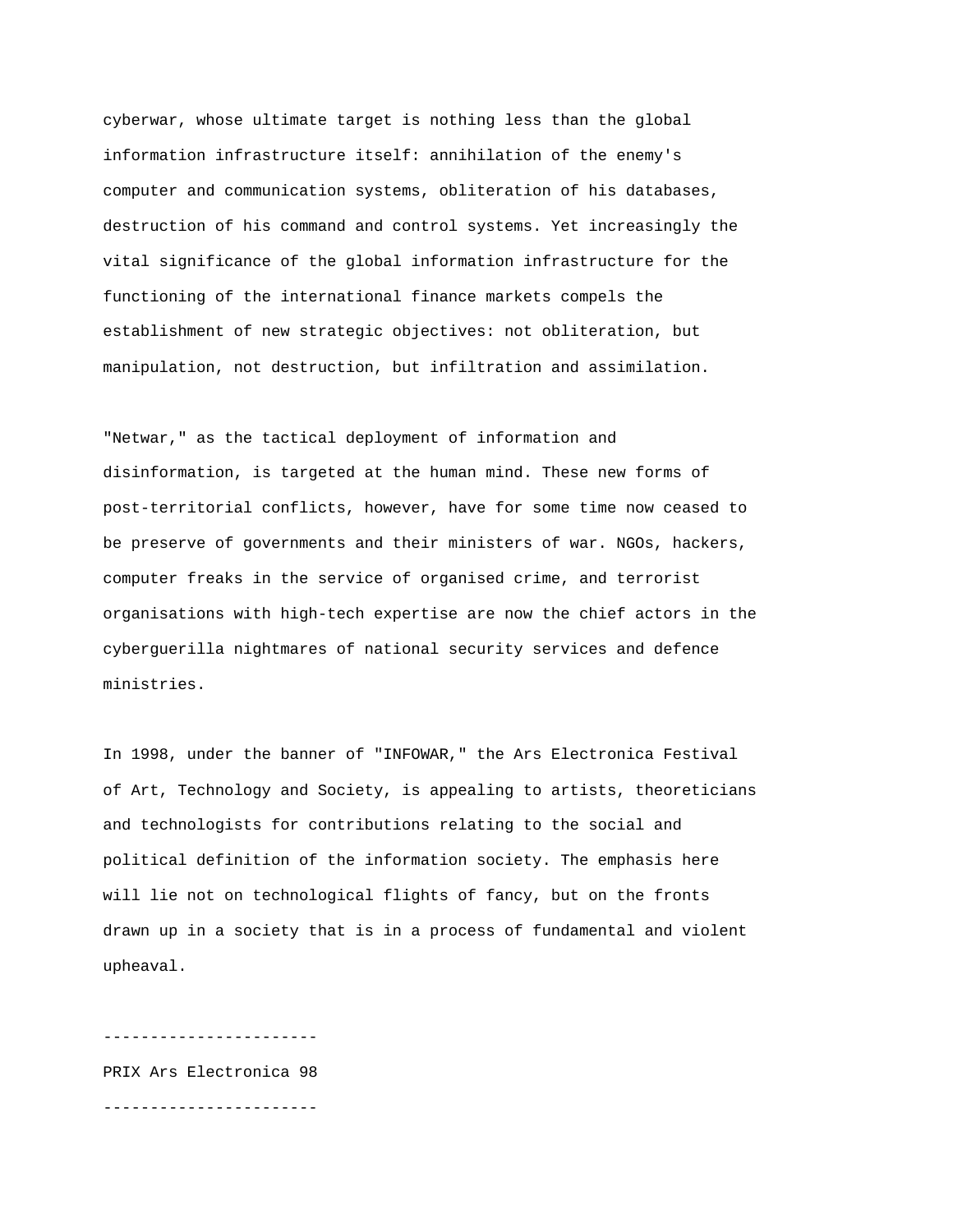cyberwar, whose ultimate target is nothing less than the global information infrastructure itself: annihilation of the enemy's computer and communication systems, obliteration of his databases, destruction of his command and control systems. Yet increasingly the vital significance of the global information infrastructure for the functioning of the international finance markets compels the establishment of new strategic objectives: not obliteration, but manipulation, not destruction, but infiltration and assimilation.

"Netwar," as the tactical deployment of information and disinformation, is targeted at the human mind. These new forms of post-territorial conflicts, however, have for some time now ceased to be preserve of governments and their ministers of war. NGOs, hackers, computer freaks in the service of organised crime, and terrorist organisations with high-tech expertise are now the chief actors in the cyberguerilla nightmares of national security services and defence ministries.

In 1998, under the banner of "INFOWAR," the Ars Electronica Festival of Art, Technology and Society, is appealing to artists, theoreticians and technologists for contributions relating to the social and political definition of the information society. The emphasis here will lie not on technological flights of fancy, but on the fronts drawn up in a society that is in a process of fundamental and violent upheaval.

-----------------------

PRIX Ars Electronica 98

-----------------------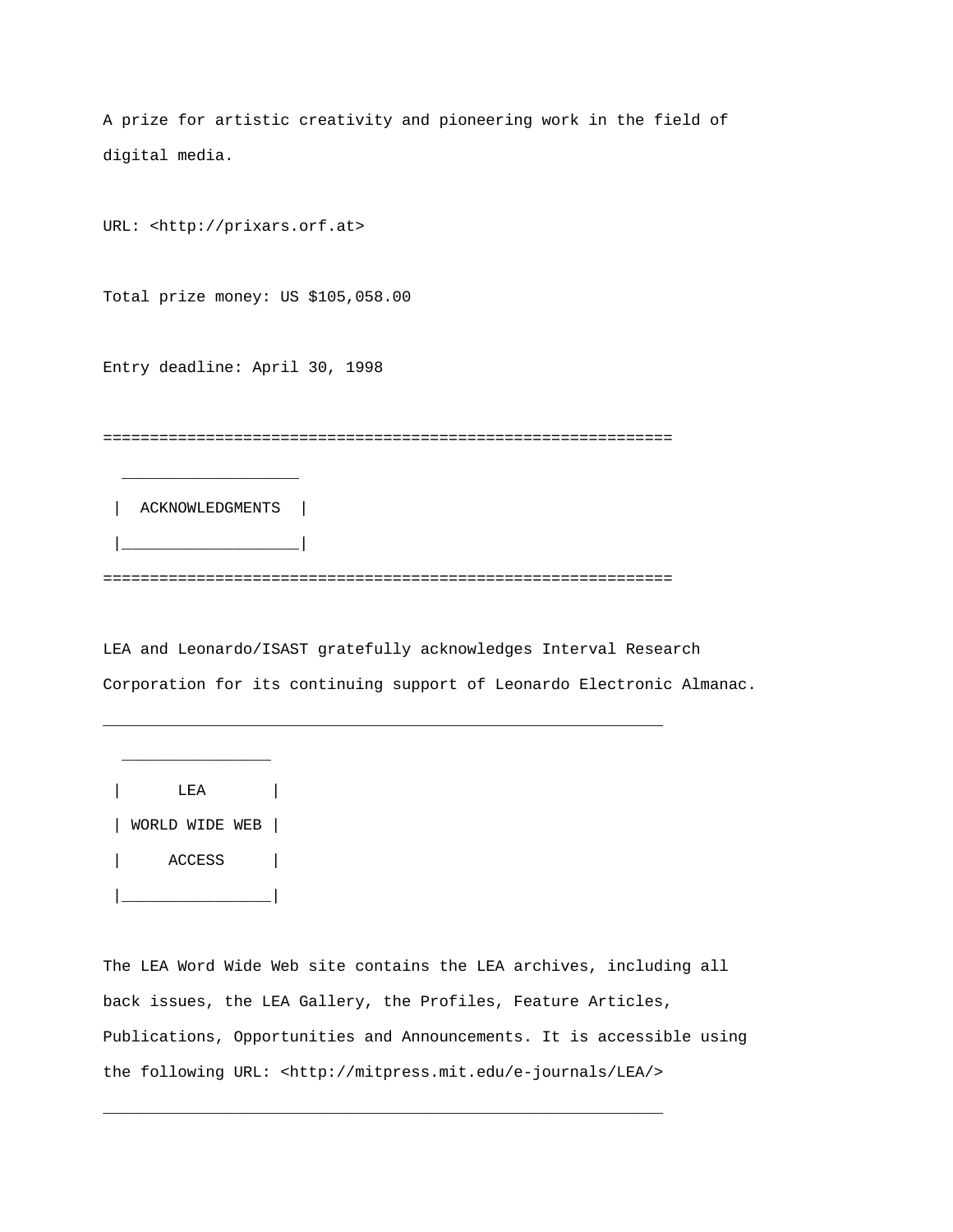A prize for artistic creativity and pioneering work in the field of digital media.

URL: <http://prixars.orf.at>

Total prize money: US $105,058.00

Entry deadline: April 30, 1998

=============================================================

## ACKNOWLEDGMENTS

=============================================================

LEA and Leonardo/ISAST gratefully acknowledges Interval Research Corporation for its continuing support of Leonardo Electronic Almanac.

---

## LEA WORLD WIDE WEB ACCESS

The LEA Word Wide Web site contains the LEA archives, including all back issues, the LEA Gallery, the Profiles, Feature Articles, Publications, Opportunities and Announcements. It is accessible using the following URL: <http://mitpress.mit.edu/e-journals/LEA/>

---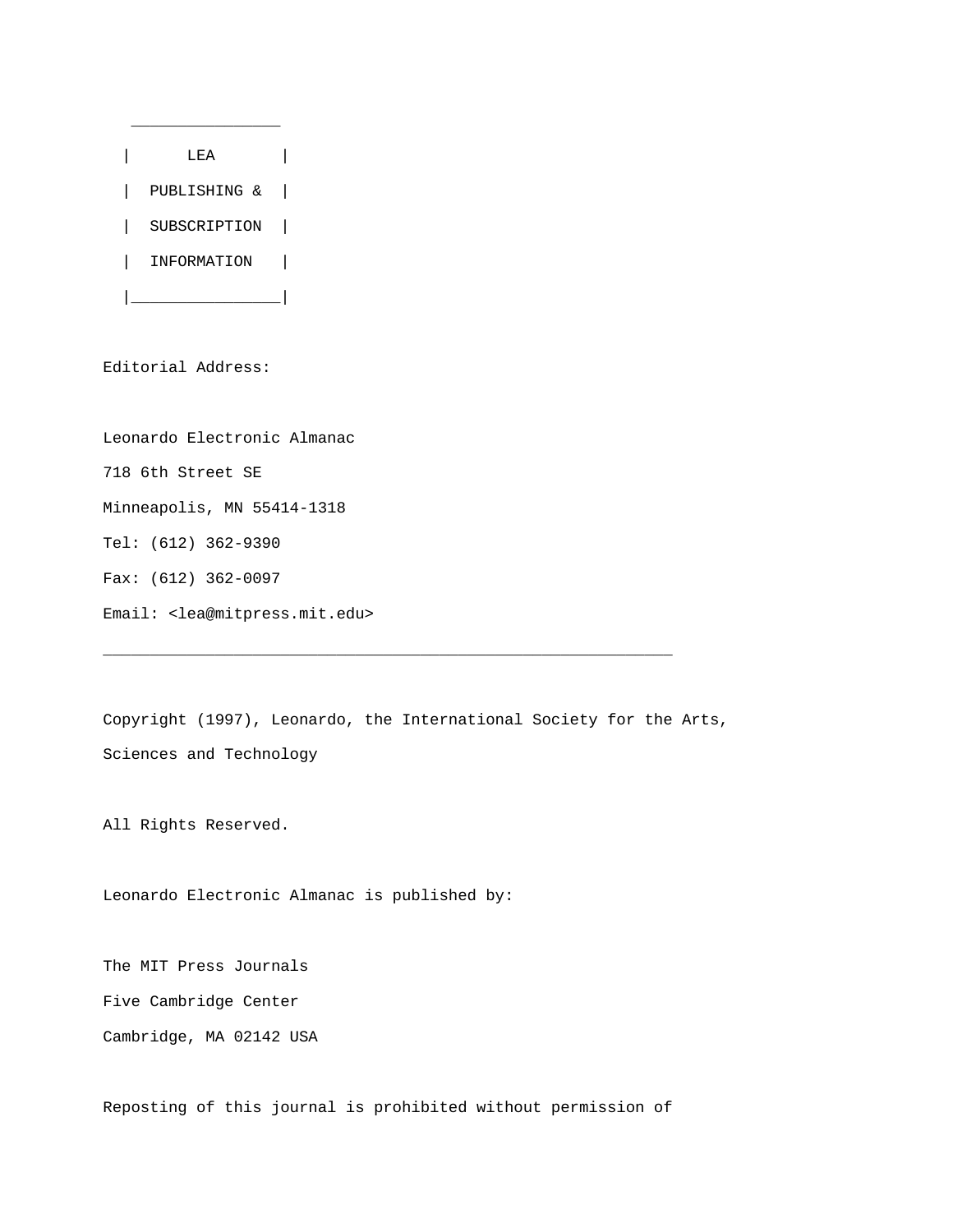## LEA PUBLISHING & SUBSCRIPTION INFORMATION

Editorial Address:

Leonardo Electronic Almanac
718 6th Street SE
Minneapolis, MN 55414-1318
Tel: (612) 362-9390
Fax: (612) 362-0097
Email: <lea@mitpress.mit.edu>

---

Copyright (1997), Leonardo, the International Society for the Arts, Sciences and Technology

All Rights Reserved.

Leonardo Electronic Almanac is published by:

The MIT Press Journals
Five Cambridge Center
Cambridge, MA 02142 USA

Reposting of this journal is prohibited without permission of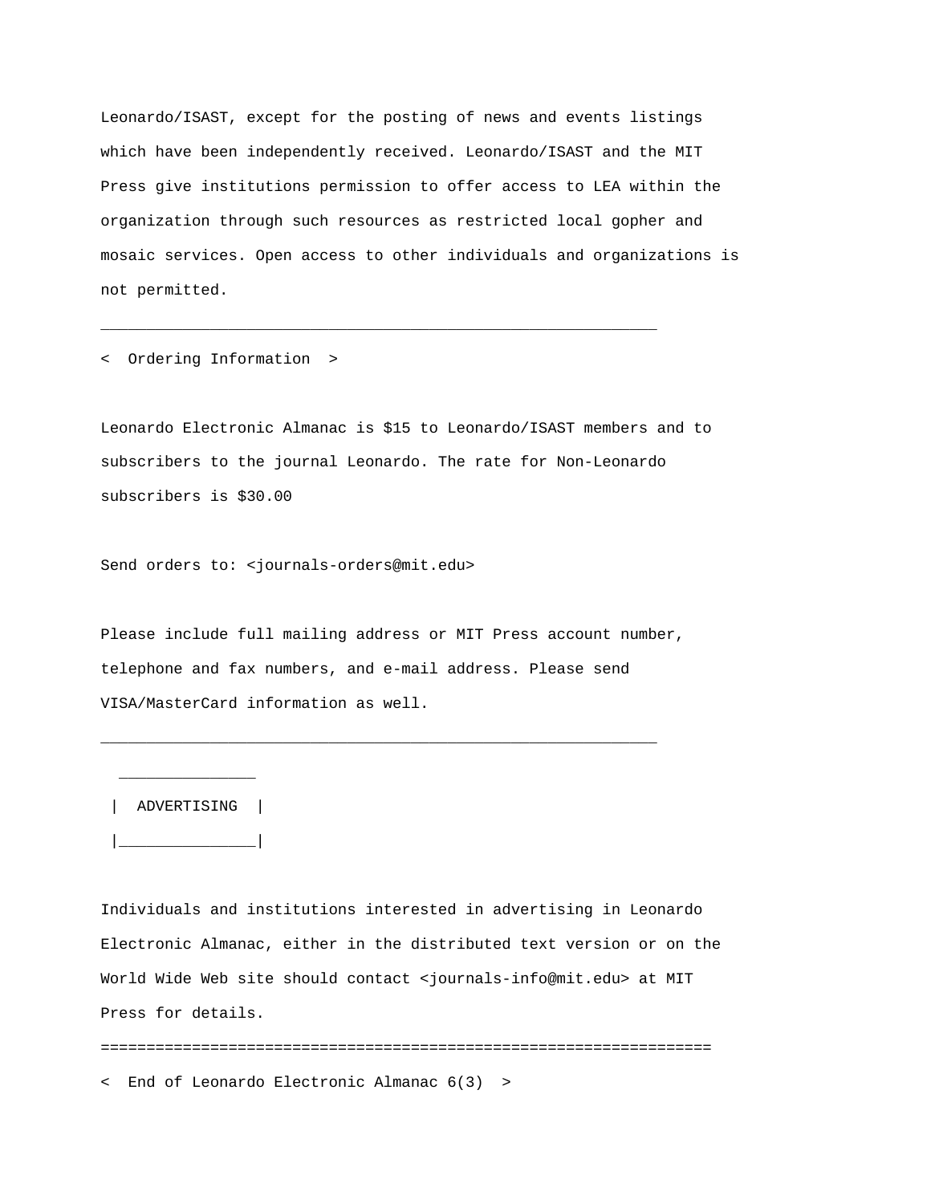Leonardo/ISAST, except for the posting of news and events listings which have been independently received. Leonardo/ISAST and the MIT Press give institutions permission to offer access to LEA within the organization through such resources as restricted local gopher and mosaic services. Open access to other individuals and organizations is not permitted.

---

< Ordering Information >

Leonardo Electronic Almanac is $15 to Leonardo/ISAST members and to subscribers to the journal Leonardo. The rate for Non-Leonardo subscribers is $30.00

Send orders to: <journals-orders@mit.edu>

Please include full mailing address or MIT Press account number, telephone and fax numbers, and e-mail address. Please send VISA/MasterCard information as well.

---

```
 _______________
|  ADVERTISING  |
|_______________|
```

Individuals and institutions interested in advertising in Leonardo Electronic Almanac, either in the distributed text version or on the World Wide Web site should contact <journals-info@mit.edu> at MIT Press for details.

===================================================================

< End of Leonardo Electronic Almanac 6(3) >